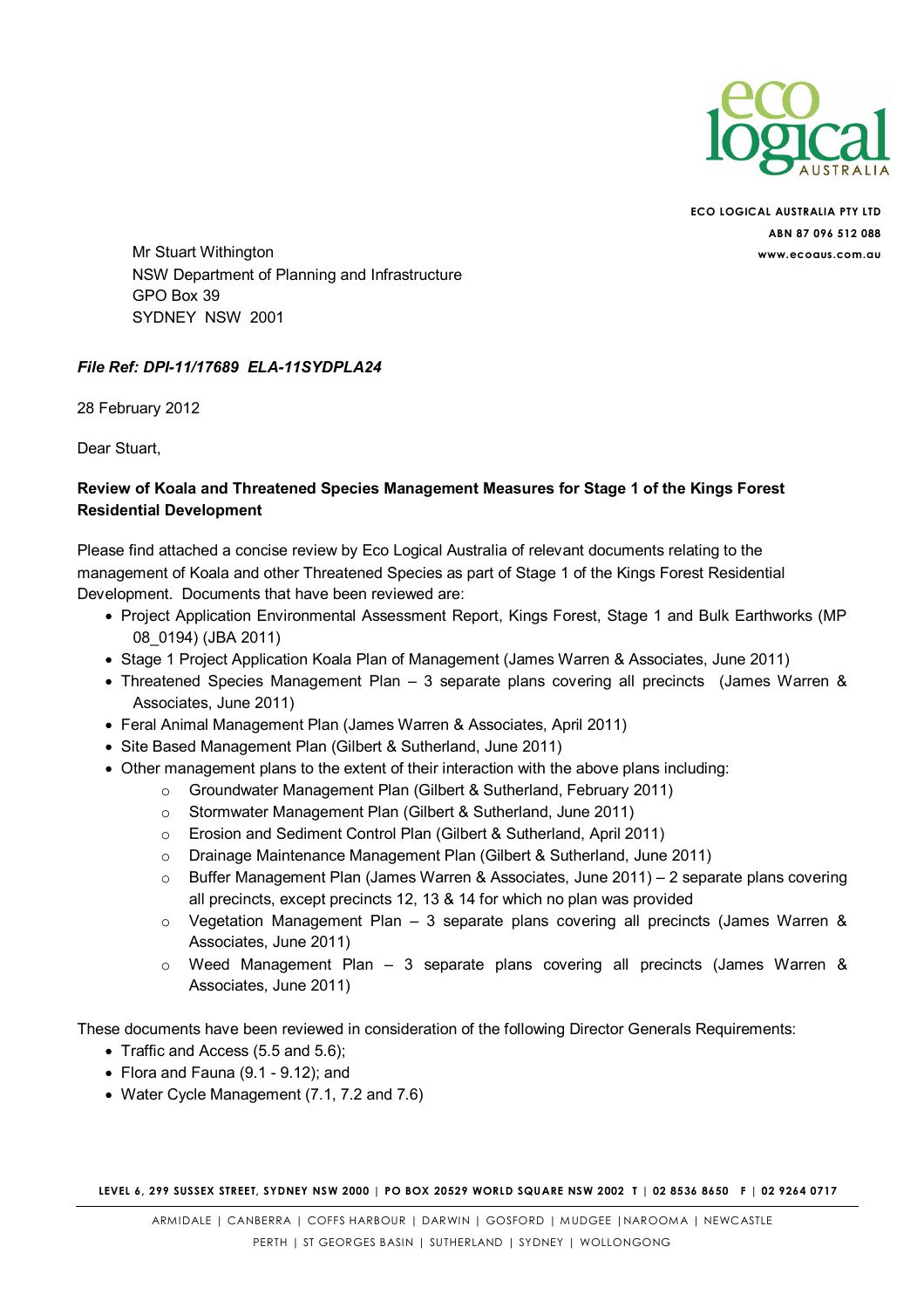**ECO LOGICAL AUSTRALIA PTY LTD**
**ABN 87 096 512 088**
**www.ecoaus.com.au**

Mr Stuart Withington
NSW Department of Planning and Infrastructure
GPO Box 39
SYDNEY NSW 2001

***File Ref: DPI-11/17689 ELA-11SYDPLA24***

28 February 2012

Dear Stuart,

**Review of Koala and Threatened Species Management Measures for Stage 1 of the Kings Forest Residential Development**

Please find attached a concise review by Eco Logical Australia of relevant documents relating to the management of Koala and other Threatened Species as part of Stage 1 of the Kings Forest Residential Development. Documents that have been reviewed are:

- Project Application Environmental Assessment Report, Kings Forest, Stage 1 and Bulk Earthworks (MP 08_0194) (JBA 2011)
- Stage 1 Project Application Koala Plan of Management (James Warren & Associates, June 2011)
- Threatened Species Management Plan – 3 separate plans covering all precincts (James Warren & Associates, June 2011)
- Feral Animal Management Plan (James Warren & Associates, April 2011)
- Site Based Management Plan (Gilbert & Sutherland, June 2011)
- Other management plans to the extent of their interaction with the above plans including:
  - Groundwater Management Plan (Gilbert & Sutherland, February 2011)
  - Stormwater Management Plan (Gilbert & Sutherland, June 2011)
  - Erosion and Sediment Control Plan (Gilbert & Sutherland, April 2011)
  - Drainage Maintenance Management Plan (Gilbert & Sutherland, June 2011)
  - Buffer Management Plan (James Warren & Associates, June 2011) – 2 separate plans covering all precincts, except precincts 12, 13 & 14 for which no plan was provided
  - Vegetation Management Plan – 3 separate plans covering all precincts (James Warren & Associates, June 2011)
  - Weed Management Plan – 3 separate plans covering all precincts (James Warren & Associates, June 2011)

These documents have been reviewed in consideration of the following Director Generals Requirements:

- Traffic and Access (5.5 and 5.6);
- Flora and Fauna (9.1 - 9.12); and
- Water Cycle Management (7.1, 7.2 and 7.6)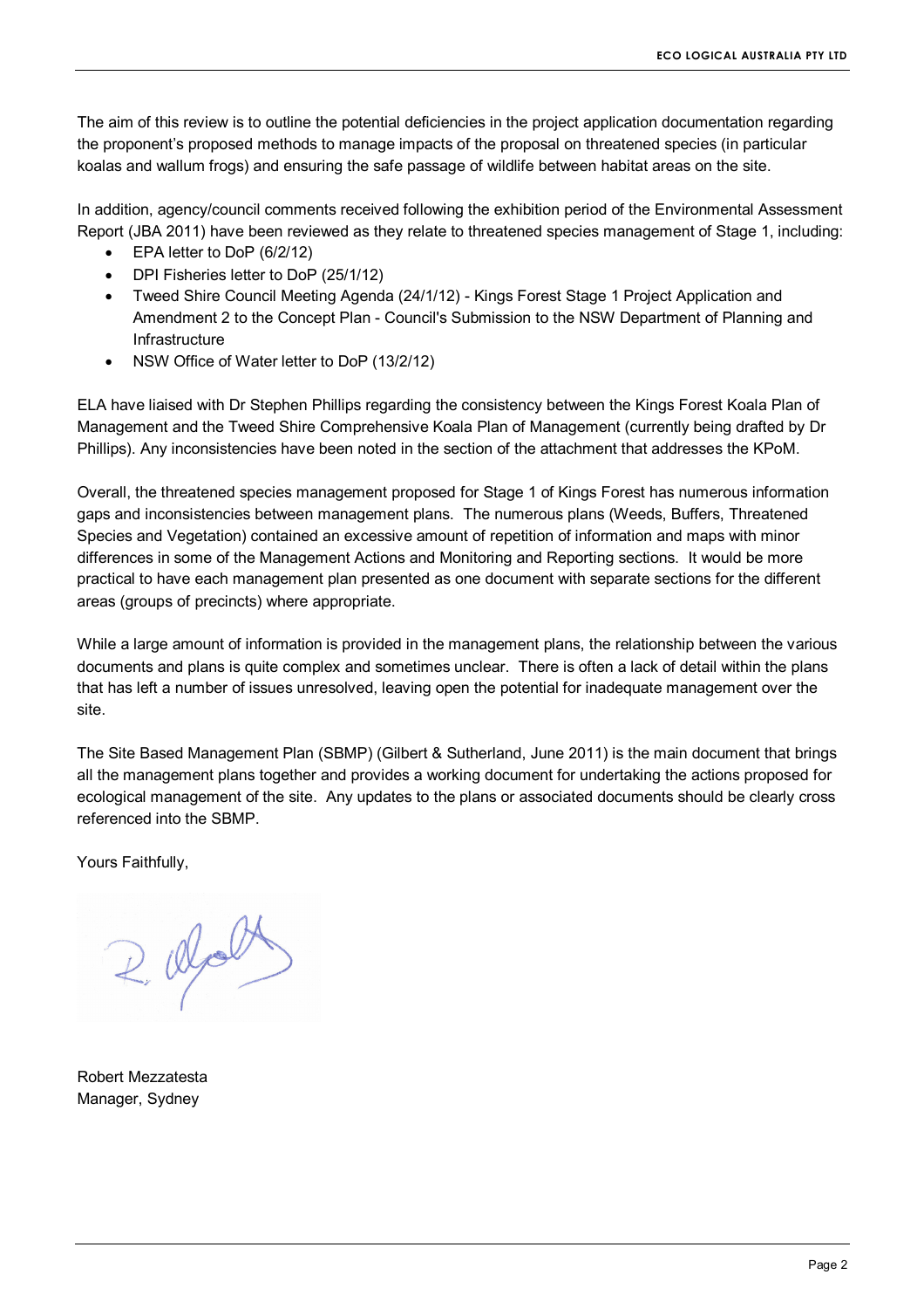The aim of this review is to outline the potential deficiencies in the project application documentation regarding the proponent's proposed methods to manage impacts of the proposal on threatened species (in particular koalas and wallum frogs) and ensuring the safe passage of wildlife between habitat areas on the site.

In addition, agency/council comments received following the exhibition period of the Environmental Assessment Report (JBA 2011) have been reviewed as they relate to threatened species management of Stage 1, including:

- EPA letter to DoP (6/2/12)
- DPI Fisheries letter to DoP (25/1/12)
- Tweed Shire Council Meeting Agenda (24/1/12) - Kings Forest Stage 1 Project Application and Amendment 2 to the Concept Plan - Council's Submission to the NSW Department of Planning and Infrastructure
- NSW Office of Water letter to DoP (13/2/12)

ELA have liaised with Dr Stephen Phillips regarding the consistency between the Kings Forest Koala Plan of Management and the Tweed Shire Comprehensive Koala Plan of Management (currently being drafted by Dr Phillips). Any inconsistencies have been noted in the section of the attachment that addresses the KPoM.

Overall, the threatened species management proposed for Stage 1 of Kings Forest has numerous information gaps and inconsistencies between management plans. The numerous plans (Weeds, Buffers, Threatened Species and Vegetation) contained an excessive amount of repetition of information and maps with minor differences in some of the Management Actions and Monitoring and Reporting sections. It would be more practical to have each management plan presented as one document with separate sections for the different areas (groups of precincts) where appropriate.

While a large amount of information is provided in the management plans, the relationship between the various documents and plans is quite complex and sometimes unclear. There is often a lack of detail within the plans that has left a number of issues unresolved, leaving open the potential for inadequate management over the site.

The Site Based Management Plan (SBMP) (Gilbert & Sutherland, June 2011) is the main document that brings all the management plans together and provides a working document for undertaking the actions proposed for ecological management of the site. Any updates to the plans or associated documents should be clearly cross referenced into the SBMP.

Yours Faithfully,

Robert Mezzatesta
Manager, Sydney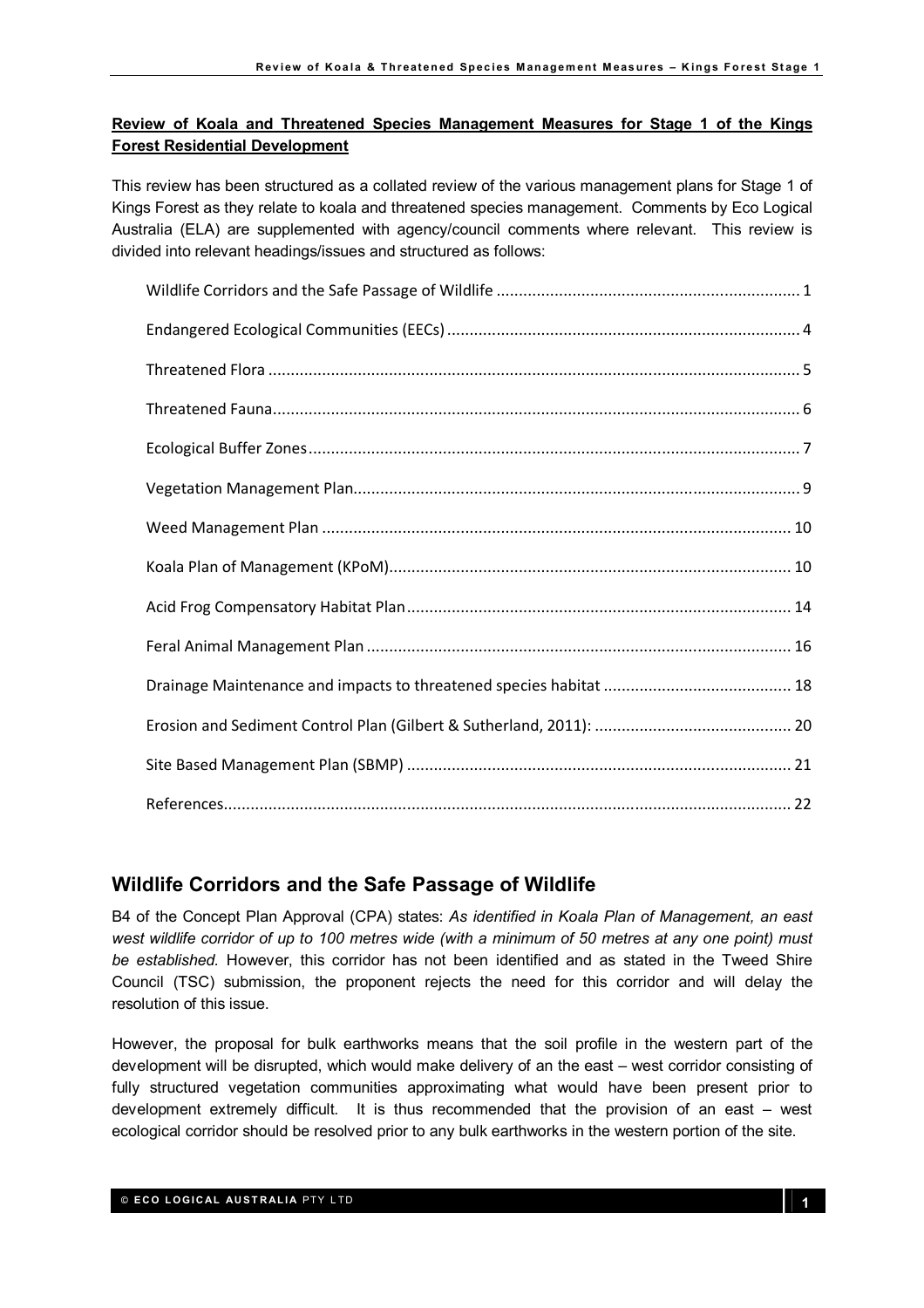**Review of Koala and Threatened Species Management Measures for Stage 1 of the Kings Forest Residential Development**

This review has been structured as a collated review of the various management plans for Stage 1 of Kings Forest as they relate to koala and threatened species management. Comments by Eco Logical Australia (ELA) are supplemented with agency/council comments where relevant. This review is divided into relevant headings/issues and structured as follows:

- Wildlife Corridors and the Safe Passage of Wildlife .................................................................. 1
- Endangered Ecological Communities (EECs) ............................................................................ 4
- Threatened Flora ...................................................................................................................... 5
- Threatened Fauna..................................................................................................................... 6
- Ecological Buffer Zones............................................................................................................. 7
- Vegetation Management Plan................................................................................................... 9
- Weed Management Plan ........................................................................................................ 10
- Koala Plan of Management (KPoM)......................................................................................... 10
- Acid Frog Compensatory Habitat Plan..................................................................................... 14
- Feral Animal Management Plan .............................................................................................. 16
- Drainage Maintenance and impacts to threatened species habitat .......................................... 18
- Erosion and Sediment Control Plan (Gilbert & Sutherland, 2011): ............................................ 20
- Site Based Management Plan (SBMP) ..................................................................................... 21
- References............................................................................................................................... 22

## Wildlife Corridors and the Safe Passage of Wildlife

B4 of the Concept Plan Approval (CPA) states: *As identified in Koala Plan of Management, an east west wildlife corridor of up to 100 metres wide (with a minimum of 50 metres at any one point) must be established.* However, this corridor has not been identified and as stated in the Tweed Shire Council (TSC) submission, the proponent rejects the need for this corridor and will delay the resolution of this issue.

However, the proposal for bulk earthworks means that the soil profile in the western part of the development will be disrupted, which would make delivery of an the east – west corridor consisting of fully structured vegetation communities approximating what would have been present prior to development extremely difficult. It is thus recommended that the provision of an east – west ecological corridor should be resolved prior to any bulk earthworks in the western portion of the site.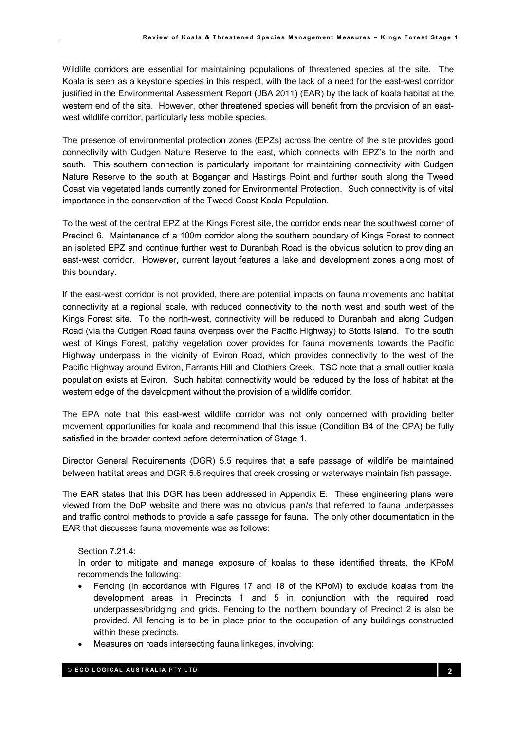Wildlife corridors are essential for maintaining populations of threatened species at the site. The Koala is seen as a keystone species in this respect, with the lack of a need for the east-west corridor justified in the Environmental Assessment Report (JBA 2011) (EAR) by the lack of koala habitat at the western end of the site. However, other threatened species will benefit from the provision of an east-west wildlife corridor, particularly less mobile species.

The presence of environmental protection zones (EPZs) across the centre of the site provides good connectivity with Cudgen Nature Reserve to the east, which connects with EPZ's to the north and south. This southern connection is particularly important for maintaining connectivity with Cudgen Nature Reserve to the south at Bogangar and Hastings Point and further south along the Tweed Coast via vegetated lands currently zoned for Environmental Protection. Such connectivity is of vital importance in the conservation of the Tweed Coast Koala Population.

To the west of the central EPZ at the Kings Forest site, the corridor ends near the southwest corner of Precinct 6. Maintenance of a 100m corridor along the southern boundary of Kings Forest to connect an isolated EPZ and continue further west to Duranbah Road is the obvious solution to providing an east-west corridor. However, current layout features a lake and development zones along most of this boundary.

If the east-west corridor is not provided, there are potential impacts on fauna movements and habitat connectivity at a regional scale, with reduced connectivity to the north west and south west of the Kings Forest site. To the north-west, connectivity will be reduced to Duranbah and along Cudgen Road (via the Cudgen Road fauna overpass over the Pacific Highway) to Stotts Island. To the south west of Kings Forest, patchy vegetation cover provides for fauna movements towards the Pacific Highway underpass in the vicinity of Eviron Road, which provides connectivity to the west of the Pacific Highway around Eviron, Farrants Hill and Clothiers Creek. TSC note that a small outlier koala population exists at Eviron. Such habitat connectivity would be reduced by the loss of habitat at the western edge of the development without the provision of a wildlife corridor.

The EPA note that this east-west wildlife corridor was not only concerned with providing better movement opportunities for koala and recommend that this issue (Condition B4 of the CPA) be fully satisfied in the broader context before determination of Stage 1.

Director General Requirements (DGR) 5.5 requires that a safe passage of wildlife be maintained between habitat areas and DGR 5.6 requires that creek crossing or waterways maintain fish passage.

The EAR states that this DGR has been addressed in Appendix E. These engineering plans were viewed from the DoP website and there was no obvious plan/s that referred to fauna underpasses and traffic control methods to provide a safe passage for fauna. The only other documentation in the EAR that discusses fauna movements was as follows:

> Section 7.21.4:
>
> In order to mitigate and manage exposure of koalas to these identified threats, the KPoM recommends the following:
>
> - Fencing (in accordance with Figures 17 and 18 of the KPoM) to exclude koalas from the development areas in Precincts 1 and 5 in conjunction with the required road underpasses/bridging and grids. Fencing to the northern boundary of Precinct 2 is also be provided. All fencing is to be in place prior to the occupation of any buildings constructed within these precincts.
> - Measures on roads intersecting fauna linkages, involving: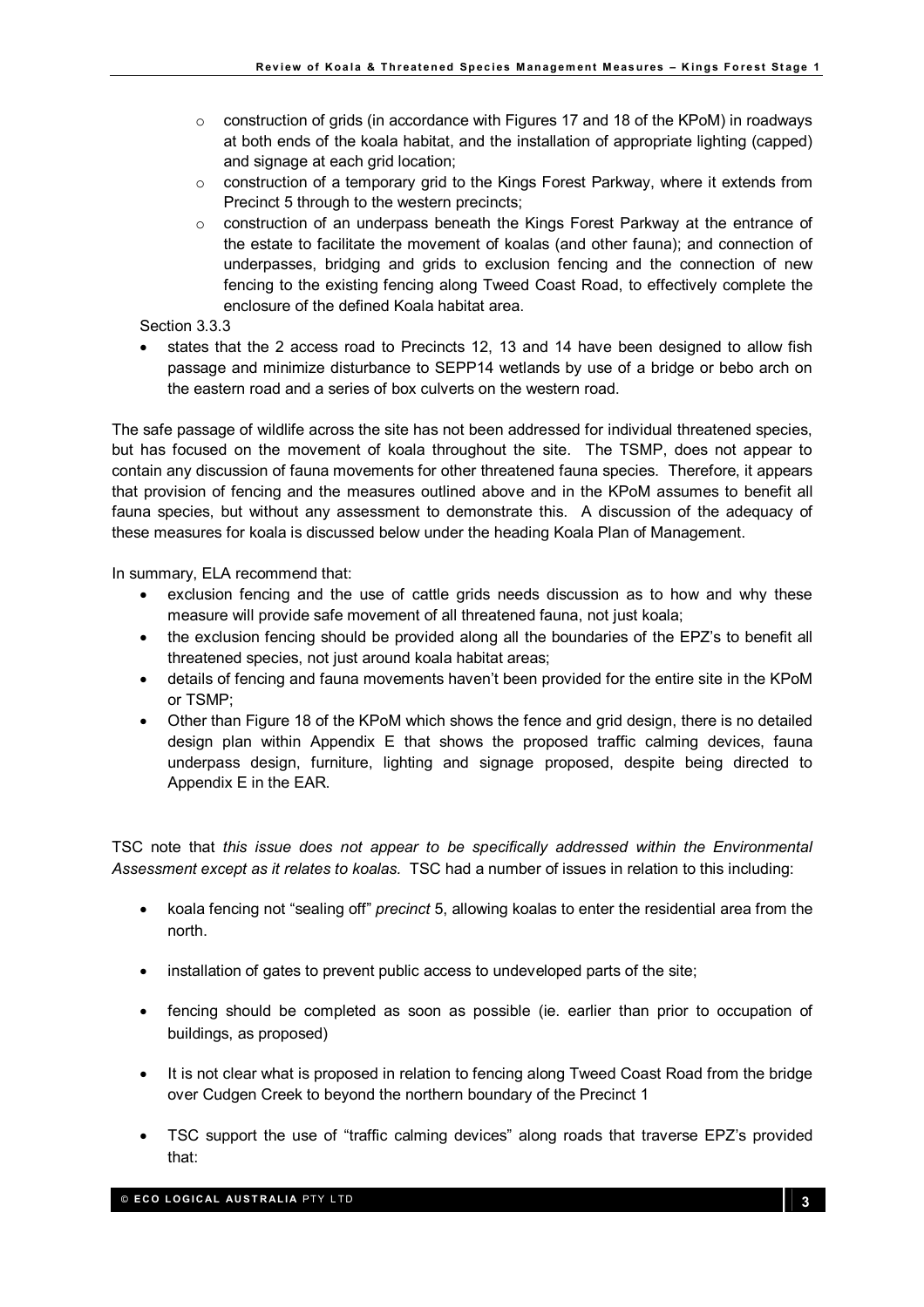- construction of grids (in accordance with Figures 17 and 18 of the KPoM) in roadways at both ends of the koala habitat, and the installation of appropriate lighting (capped) and signage at each grid location;
  - construction of a temporary grid to the Kings Forest Parkway, where it extends from Precinct 5 through to the western precincts;
  - construction of an underpass beneath the Kings Forest Parkway at the entrance of the estate to facilitate the movement of koalas (and other fauna); and connection of underpasses, bridging and grids to exclusion fencing and the connection of new fencing to the existing fencing along Tweed Coast Road, to effectively complete the enclosure of the defined Koala habitat area.

Section 3.3.3

- states that the 2 access road to Precincts 12, 13 and 14 have been designed to allow fish passage and minimize disturbance to SEPP14 wetlands by use of a bridge or bebo arch on the eastern road and a series of box culverts on the western road.

The safe passage of wildlife across the site has not been addressed for individual threatened species, but has focused on the movement of koala throughout the site. The TSMP, does not appear to contain any discussion of fauna movements for other threatened fauna species. Therefore, it appears that provision of fencing and the measures outlined above and in the KPoM assumes to benefit all fauna species, but without any assessment to demonstrate this. A discussion of the adequacy of these measures for koala is discussed below under the heading Koala Plan of Management.

In summary, ELA recommend that:

- exclusion fencing and the use of cattle grids needs discussion as to how and why these measure will provide safe movement of all threatened fauna, not just koala;
- the exclusion fencing should be provided along all the boundaries of the EPZ's to benefit all threatened species, not just around koala habitat areas;
- details of fencing and fauna movements haven't been provided for the entire site in the KPoM or TSMP;
- Other than Figure 18 of the KPoM which shows the fence and grid design, there is no detailed design plan within Appendix E that shows the proposed traffic calming devices, fauna underpass design, furniture, lighting and signage proposed, despite being directed to Appendix E in the EAR.

TSC note that *this issue does not appear to be specifically addressed within the Environmental Assessment except as it relates to koalas.* TSC had a number of issues in relation to this including:

- koala fencing not "sealing off" *precinct* 5, allowing koalas to enter the residential area from the north.
- installation of gates to prevent public access to undeveloped parts of the site;
- fencing should be completed as soon as possible (ie. earlier than prior to occupation of buildings, as proposed)
- It is not clear what is proposed in relation to fencing along Tweed Coast Road from the bridge over Cudgen Creek to beyond the northern boundary of the Precinct 1
- TSC support the use of "traffic calming devices" along roads that traverse EPZ's provided that: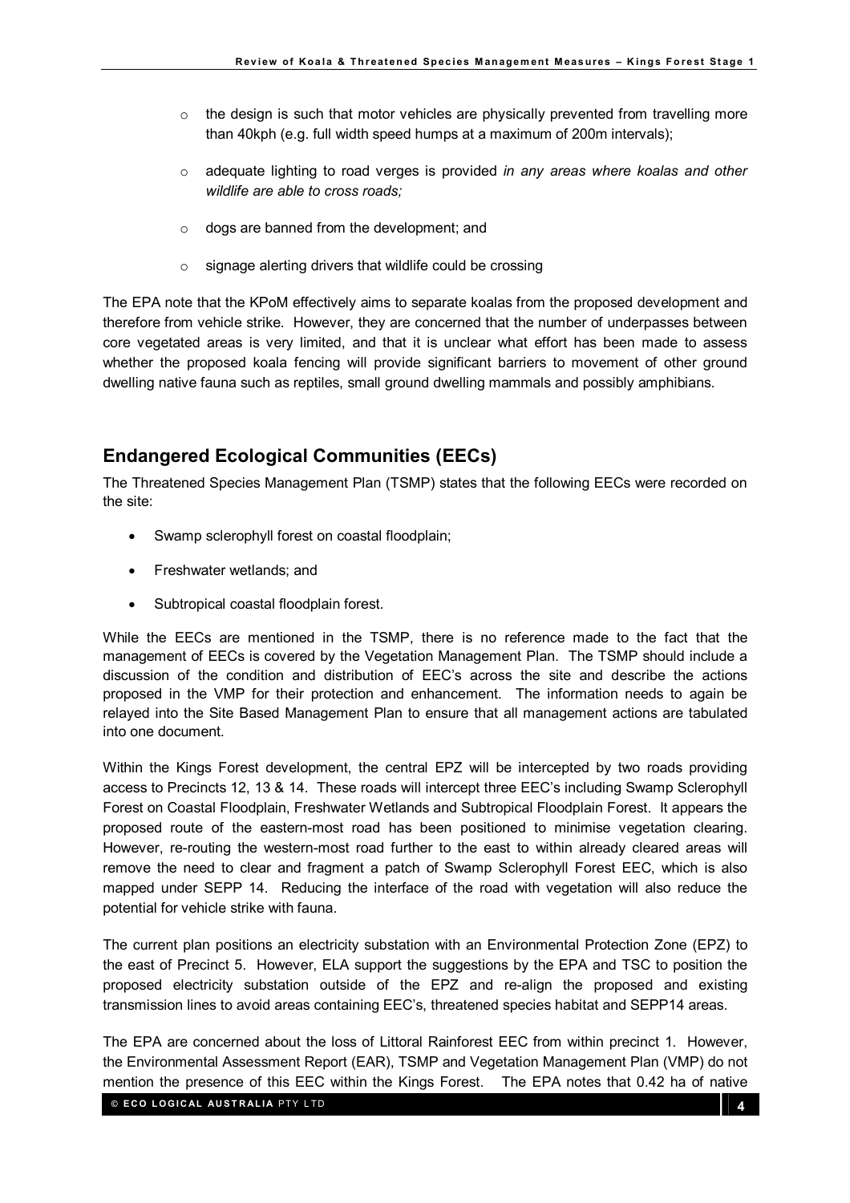- the design is such that motor vehicles are physically prevented from travelling more than 40kph (e.g. full width speed humps at a maximum of 200m intervals);
  - adequate lighting to road verges is provided *in any areas where koalas and other wildlife are able to cross roads;*
  - dogs are banned from the development; and
  - signage alerting drivers that wildlife could be crossing

The EPA note that the KPoM effectively aims to separate koalas from the proposed development and therefore from vehicle strike. However, they are concerned that the number of underpasses between core vegetated areas is very limited, and that it is unclear what effort has been made to assess whether the proposed koala fencing will provide significant barriers to movement of other ground dwelling native fauna such as reptiles, small ground dwelling mammals and possibly amphibians.

## Endangered Ecological Communities (EECs)

The Threatened Species Management Plan (TSMP) states that the following EECs were recorded on the site:

- Swamp sclerophyll forest on coastal floodplain;
- Freshwater wetlands; and
- Subtropical coastal floodplain forest.

While the EECs are mentioned in the TSMP, there is no reference made to the fact that the management of EECs is covered by the Vegetation Management Plan. The TSMP should include a discussion of the condition and distribution of EEC's across the site and describe the actions proposed in the VMP for their protection and enhancement. The information needs to again be relayed into the Site Based Management Plan to ensure that all management actions are tabulated into one document.

Within the Kings Forest development, the central EPZ will be intercepted by two roads providing access to Precincts 12, 13 & 14. These roads will intercept three EEC's including Swamp Sclerophyll Forest on Coastal Floodplain, Freshwater Wetlands and Subtropical Floodplain Forest. It appears the proposed route of the eastern-most road has been positioned to minimise vegetation clearing. However, re-routing the western-most road further to the east to within already cleared areas will remove the need to clear and fragment a patch of Swamp Sclerophyll Forest EEC, which is also mapped under SEPP 14. Reducing the interface of the road with vegetation will also reduce the potential for vehicle strike with fauna.

The current plan positions an electricity substation with an Environmental Protection Zone (EPZ) to the east of Precinct 5. However, ELA support the suggestions by the EPA and TSC to position the proposed electricity substation outside of the EPZ and re-align the proposed and existing transmission lines to avoid areas containing EEC's, threatened species habitat and SEPP14 areas.

The EPA are concerned about the loss of Littoral Rainforest EEC from within precinct 1. However, the Environmental Assessment Report (EAR), TSMP and Vegetation Management Plan (VMP) do not mention the presence of this EEC within the Kings Forest. The EPA notes that 0.42 ha of native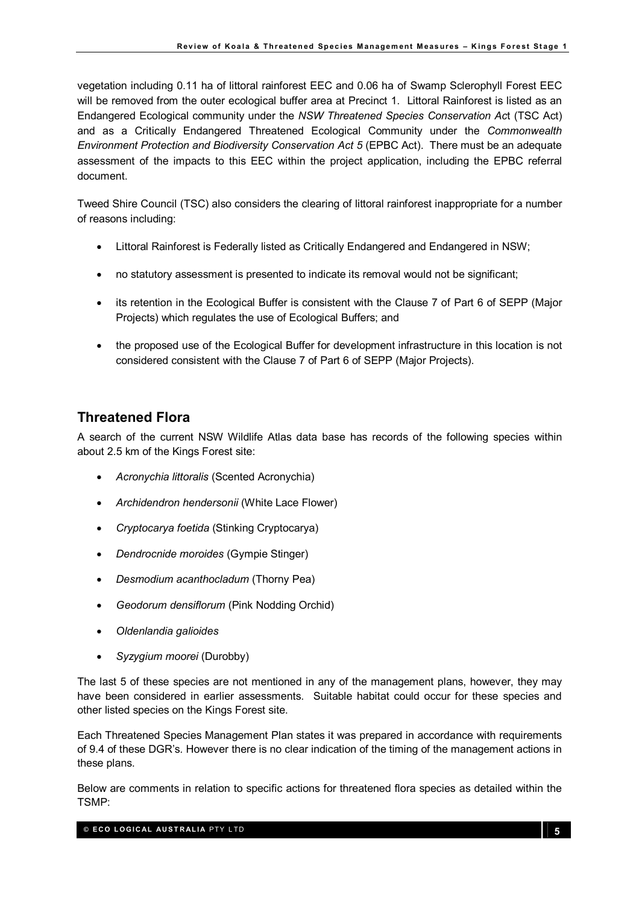vegetation including 0.11 ha of littoral rainforest EEC and 0.06 ha of Swamp Sclerophyll Forest EEC will be removed from the outer ecological buffer area at Precinct 1. Littoral Rainforest is listed as an Endangered Ecological community under the *NSW Threatened Species Conservation Ac*t (TSC Act) and as a Critically Endangered Threatened Ecological Community under the *Commonwealth Environment Protection and Biodiversity Conservation Act 5* (EPBC Act). There must be an adequate assessment of the impacts to this EEC within the project application, including the EPBC referral document.

Tweed Shire Council (TSC) also considers the clearing of littoral rainforest inappropriate for a number of reasons including:

- Littoral Rainforest is Federally listed as Critically Endangered and Endangered in NSW;
- no statutory assessment is presented to indicate its removal would not be significant;
- its retention in the Ecological Buffer is consistent with the Clause 7 of Part 6 of SEPP (Major Projects) which regulates the use of Ecological Buffers; and
- the proposed use of the Ecological Buffer for development infrastructure in this location is not considered consistent with the Clause 7 of Part 6 of SEPP (Major Projects).

## Threatened Flora

A search of the current NSW Wildlife Atlas data base has records of the following species within about 2.5 km of the Kings Forest site:

- *Acronychia littoralis* (Scented Acronychia)
- *Archidendron hendersonii* (White Lace Flower)
- *Cryptocarya foetida* (Stinking Cryptocarya)
- *Dendrocnide moroides* (Gympie Stinger)
- *Desmodium acanthocladum* (Thorny Pea)
- *Geodorum densiflorum* (Pink Nodding Orchid)
- *Oldenlandia galioides*
- *Syzygium moorei* (Durobby)

The last 5 of these species are not mentioned in any of the management plans, however, they may have been considered in earlier assessments. Suitable habitat could occur for these species and other listed species on the Kings Forest site.

Each Threatened Species Management Plan states it was prepared in accordance with requirements of 9.4 of these DGR's. However there is no clear indication of the timing of the management actions in these plans.

Below are comments in relation to specific actions for threatened flora species as detailed within the TSMP: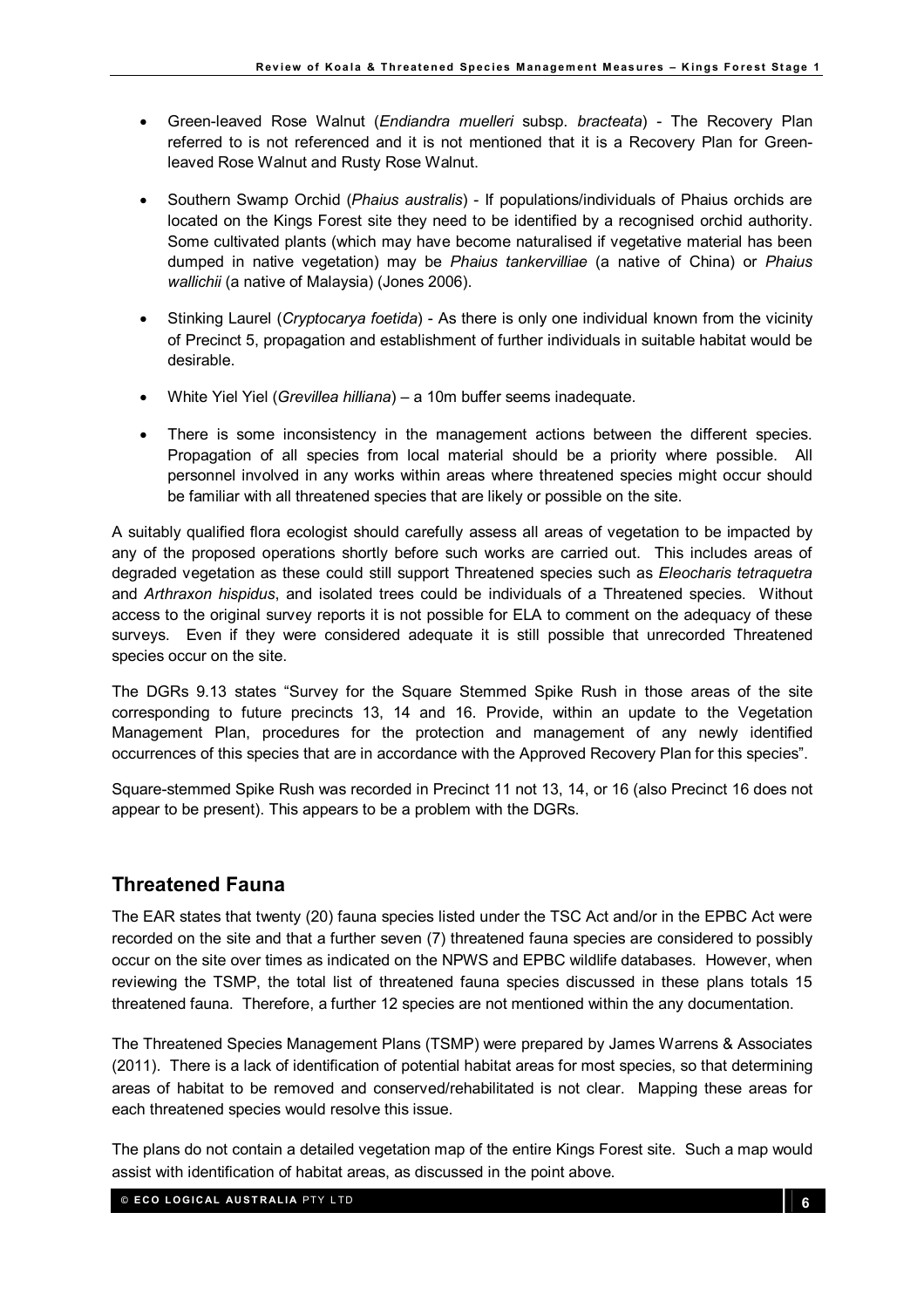- Green-leaved Rose Walnut (*Endiandra muelleri* subsp. *bracteata*) - The Recovery Plan referred to is not referenced and it is not mentioned that it is a Recovery Plan for Green-leaved Rose Walnut and Rusty Rose Walnut.

- Southern Swamp Orchid (*Phaius australis*) - If populations/individuals of Phaius orchids are located on the Kings Forest site they need to be identified by a recognised orchid authority. Some cultivated plants (which may have become naturalised if vegetative material has been dumped in native vegetation) may be *Phaius tankervilliae* (a native of China) or *Phaius wallichii* (a native of Malaysia) (Jones 2006).

- Stinking Laurel (*Cryptocarya foetida*) - As there is only one individual known from the vicinity of Precinct 5, propagation and establishment of further individuals in suitable habitat would be desirable.

- White Yiel Yiel (*Grevillea hilliana*) – a 10m buffer seems inadequate.

- There is some inconsistency in the management actions between the different species. Propagation of all species from local material should be a priority where possible. All personnel involved in any works within areas where threatened species might occur should be familiar with all threatened species that are likely or possible on the site.

A suitably qualified flora ecologist should carefully assess all areas of vegetation to be impacted by any of the proposed operations shortly before such works are carried out. This includes areas of degraded vegetation as these could still support Threatened species such as *Eleocharis tetraquetra* and *Arthraxon hispidus*, and isolated trees could be individuals of a Threatened species. Without access to the original survey reports it is not possible for ELA to comment on the adequacy of these surveys. Even if they were considered adequate it is still possible that unrecorded Threatened species occur on the site.

The DGRs 9.13 states "Survey for the Square Stemmed Spike Rush in those areas of the site corresponding to future precincts 13, 14 and 16. Provide, within an update to the Vegetation Management Plan, procedures for the protection and management of any newly identified occurrences of this species that are in accordance with the Approved Recovery Plan for this species".

Square-stemmed Spike Rush was recorded in Precinct 11 not 13, 14, or 16 (also Precinct 16 does not appear to be present). This appears to be a problem with the DGRs.

## Threatened Fauna

The EAR states that twenty (20) fauna species listed under the TSC Act and/or in the EPBC Act were recorded on the site and that a further seven (7) threatened fauna species are considered to possibly occur on the site over times as indicated on the NPWS and EPBC wildlife databases. However, when reviewing the TSMP, the total list of threatened fauna species discussed in these plans totals 15 threatened fauna. Therefore, a further 12 species are not mentioned within the any documentation.

The Threatened Species Management Plans (TSMP) were prepared by James Warrens & Associates (2011). There is a lack of identification of potential habitat areas for most species, so that determining areas of habitat to be removed and conserved/rehabilitated is not clear. Mapping these areas for each threatened species would resolve this issue.

The plans do not contain a detailed vegetation map of the entire Kings Forest site. Such a map would assist with identification of habitat areas, as discussed in the point above.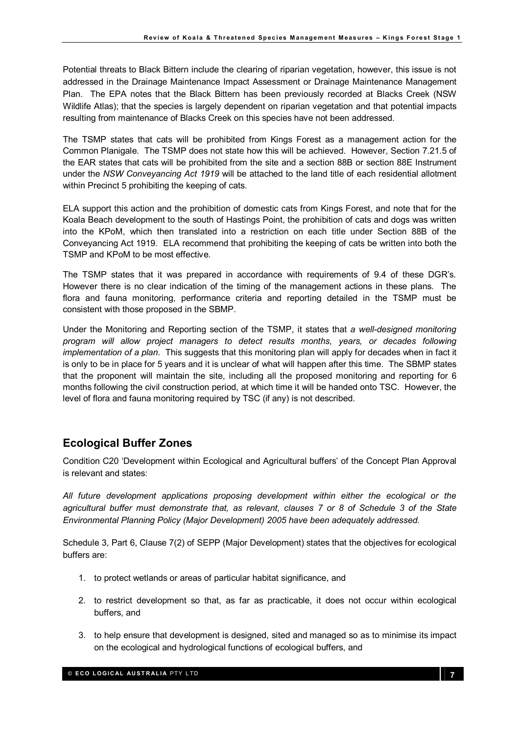Potential threats to Black Bittern include the clearing of riparian vegetation, however, this issue is not addressed in the Drainage Maintenance Impact Assessment or Drainage Maintenance Management Plan. The EPA notes that the Black Bittern has been previously recorded at Blacks Creek (NSW Wildlife Atlas); that the species is largely dependent on riparian vegetation and that potential impacts resulting from maintenance of Blacks Creek on this species have not been addressed.

The TSMP states that cats will be prohibited from Kings Forest as a management action for the Common Planigale. The TSMP does not state how this will be achieved. However, Section 7.21.5 of the EAR states that cats will be prohibited from the site and a section 88B or section 88E Instrument under the *NSW Conveyancing Act 1919* will be attached to the land title of each residential allotment within Precinct 5 prohibiting the keeping of cats.

ELA support this action and the prohibition of domestic cats from Kings Forest, and note that for the Koala Beach development to the south of Hastings Point, the prohibition of cats and dogs was written into the KPoM, which then translated into a restriction on each title under Section 88B of the Conveyancing Act 1919. ELA recommend that prohibiting the keeping of cats be written into both the TSMP and KPoM to be most effective.

The TSMP states that it was prepared in accordance with requirements of 9.4 of these DGR's. However there is no clear indication of the timing of the management actions in these plans. The flora and fauna monitoring, performance criteria and reporting detailed in the TSMP must be consistent with those proposed in the SBMP.

Under the Monitoring and Reporting section of the TSMP, it states that *a well-designed monitoring program will allow project managers to detect results months, years, or decades following implementation of a plan*. This suggests that this monitoring plan will apply for decades when in fact it is only to be in place for 5 years and it is unclear of what will happen after this time. The SBMP states that the proponent will maintain the site, including all the proposed monitoring and reporting for 6 months following the civil construction period, at which time it will be handed onto TSC. However, the level of flora and fauna monitoring required by TSC (if any) is not described.

## Ecological Buffer Zones

Condition C20 'Development within Ecological and Agricultural buffers' of the Concept Plan Approval is relevant and states:

*All future development applications proposing development within either the ecological or the agricultural buffer must demonstrate that, as relevant, clauses 7 or 8 of Schedule 3 of the State Environmental Planning Policy (Major Development) 2005 have been adequately addressed.*

Schedule 3, Part 6, Clause 7(2) of SEPP (Major Development) states that the objectives for ecological buffers are:

1. to protect wetlands or areas of particular habitat significance, and
2. to restrict development so that, as far as practicable, it does not occur within ecological buffers, and
3. to help ensure that development is designed, sited and managed so as to minimise its impact on the ecological and hydrological functions of ecological buffers, and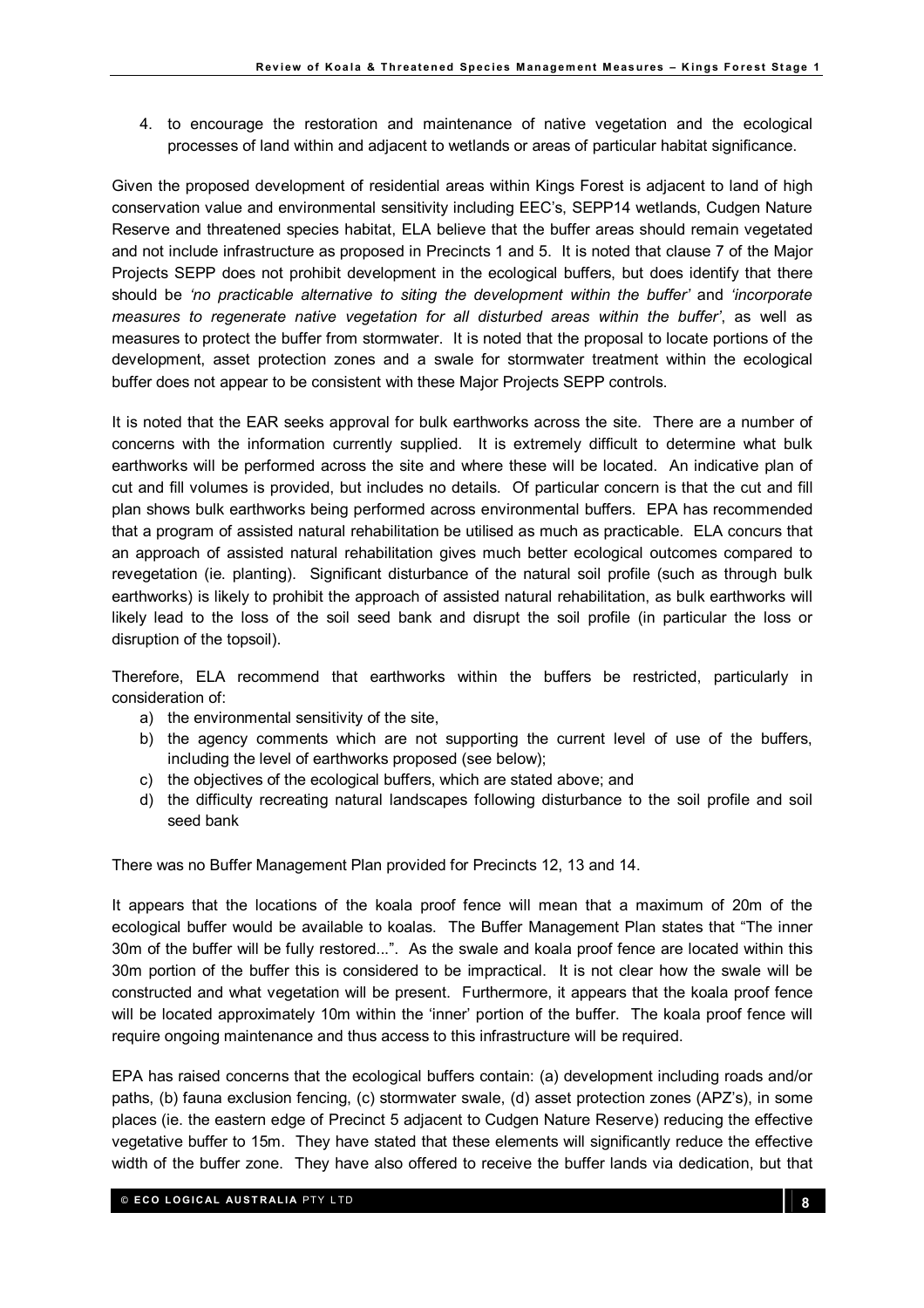4. to encourage the restoration and maintenance of native vegetation and the ecological processes of land within and adjacent to wetlands or areas of particular habitat significance.

Given the proposed development of residential areas within Kings Forest is adjacent to land of high conservation value and environmental sensitivity including EEC's, SEPP14 wetlands, Cudgen Nature Reserve and threatened species habitat, ELA believe that the buffer areas should remain vegetated and not include infrastructure as proposed in Precincts 1 and 5. It is noted that clause 7 of the Major Projects SEPP does not prohibit development in the ecological buffers, but does identify that there should be *'no practicable alternative to siting the development within the buffer'* and *'incorporate measures to regenerate native vegetation for all disturbed areas within the buffer'*, as well as measures to protect the buffer from stormwater. It is noted that the proposal to locate portions of the development, asset protection zones and a swale for stormwater treatment within the ecological buffer does not appear to be consistent with these Major Projects SEPP controls.

It is noted that the EAR seeks approval for bulk earthworks across the site. There are a number of concerns with the information currently supplied. It is extremely difficult to determine what bulk earthworks will be performed across the site and where these will be located. An indicative plan of cut and fill volumes is provided, but includes no details. Of particular concern is that the cut and fill plan shows bulk earthworks being performed across environmental buffers. EPA has recommended that a program of assisted natural rehabilitation be utilised as much as practicable. ELA concurs that an approach of assisted natural rehabilitation gives much better ecological outcomes compared to revegetation (ie. planting). Significant disturbance of the natural soil profile (such as through bulk earthworks) is likely to prohibit the approach of assisted natural rehabilitation, as bulk earthworks will likely lead to the loss of the soil seed bank and disrupt the soil profile (in particular the loss or disruption of the topsoil).

Therefore, ELA recommend that earthworks within the buffers be restricted, particularly in consideration of:

a) the environmental sensitivity of the site,
b) the agency comments which are not supporting the current level of use of the buffers, including the level of earthworks proposed (see below);
c) the objectives of the ecological buffers, which are stated above; and
d) the difficulty recreating natural landscapes following disturbance to the soil profile and soil seed bank

There was no Buffer Management Plan provided for Precincts 12, 13 and 14.

It appears that the locations of the koala proof fence will mean that a maximum of 20m of the ecological buffer would be available to koalas. The Buffer Management Plan states that "The inner 30m of the buffer will be fully restored...". As the swale and koala proof fence are located within this 30m portion of the buffer this is considered to be impractical. It is not clear how the swale will be constructed and what vegetation will be present. Furthermore, it appears that the koala proof fence will be located approximately 10m within the 'inner' portion of the buffer. The koala proof fence will require ongoing maintenance and thus access to this infrastructure will be required.

EPA has raised concerns that the ecological buffers contain: (a) development including roads and/or paths, (b) fauna exclusion fencing, (c) stormwater swale, (d) asset protection zones (APZ's), in some places (ie. the eastern edge of Precinct 5 adjacent to Cudgen Nature Reserve) reducing the effective vegetative buffer to 15m. They have stated that these elements will significantly reduce the effective width of the buffer zone. They have also offered to receive the buffer lands via dedication, but that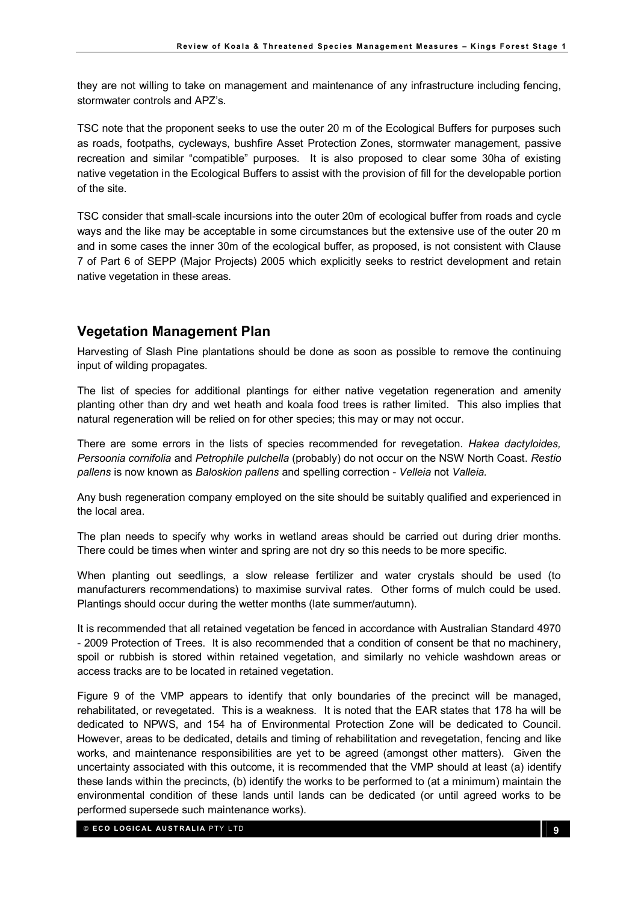they are not willing to take on management and maintenance of any infrastructure including fencing, stormwater controls and APZ's.

TSC note that the proponent seeks to use the outer 20 m of the Ecological Buffers for purposes such as roads, footpaths, cycleways, bushfire Asset Protection Zones, stormwater management, passive recreation and similar "compatible" purposes. It is also proposed to clear some 30ha of existing native vegetation in the Ecological Buffers to assist with the provision of fill for the developable portion of the site.

TSC consider that small-scale incursions into the outer 20m of ecological buffer from roads and cycle ways and the like may be acceptable in some circumstances but the extensive use of the outer 20 m and in some cases the inner 30m of the ecological buffer, as proposed, is not consistent with Clause 7 of Part 6 of SEPP (Major Projects) 2005 which explicitly seeks to restrict development and retain native vegetation in these areas.

## Vegetation Management Plan

Harvesting of Slash Pine plantations should be done as soon as possible to remove the continuing input of wilding propagates.

The list of species for additional plantings for either native vegetation regeneration and amenity planting other than dry and wet heath and koala food trees is rather limited. This also implies that natural regeneration will be relied on for other species; this may or may not occur.

There are some errors in the lists of species recommended for revegetation. *Hakea dactyloides, Persoonia cornifolia* and *Petrophile pulchella* (probably) do not occur on the NSW North Coast. *Restio pallens* is now known as *Baloskion pallens* and spelling correction - *Velleia* not *Valleia.*

Any bush regeneration company employed on the site should be suitably qualified and experienced in the local area.

The plan needs to specify why works in wetland areas should be carried out during drier months. There could be times when winter and spring are not dry so this needs to be more specific.

When planting out seedlings, a slow release fertilizer and water crystals should be used (to manufacturers recommendations) to maximise survival rates. Other forms of mulch could be used. Plantings should occur during the wetter months (late summer/autumn).

It is recommended that all retained vegetation be fenced in accordance with Australian Standard 4970 - 2009 Protection of Trees. It is also recommended that a condition of consent be that no machinery, spoil or rubbish is stored within retained vegetation, and similarly no vehicle washdown areas or access tracks are to be located in retained vegetation.

Figure 9 of the VMP appears to identify that only boundaries of the precinct will be managed, rehabilitated, or revegetated. This is a weakness. It is noted that the EAR states that 178 ha will be dedicated to NPWS, and 154 ha of Environmental Protection Zone will be dedicated to Council. However, areas to be dedicated, details and timing of rehabilitation and revegetation, fencing and like works, and maintenance responsibilities are yet to be agreed (amongst other matters). Given the uncertainty associated with this outcome, it is recommended that the VMP should at least (a) identify these lands within the precincts, (b) identify the works to be performed to (at a minimum) maintain the environmental condition of these lands until lands can be dedicated (or until agreed works to be performed supersede such maintenance works).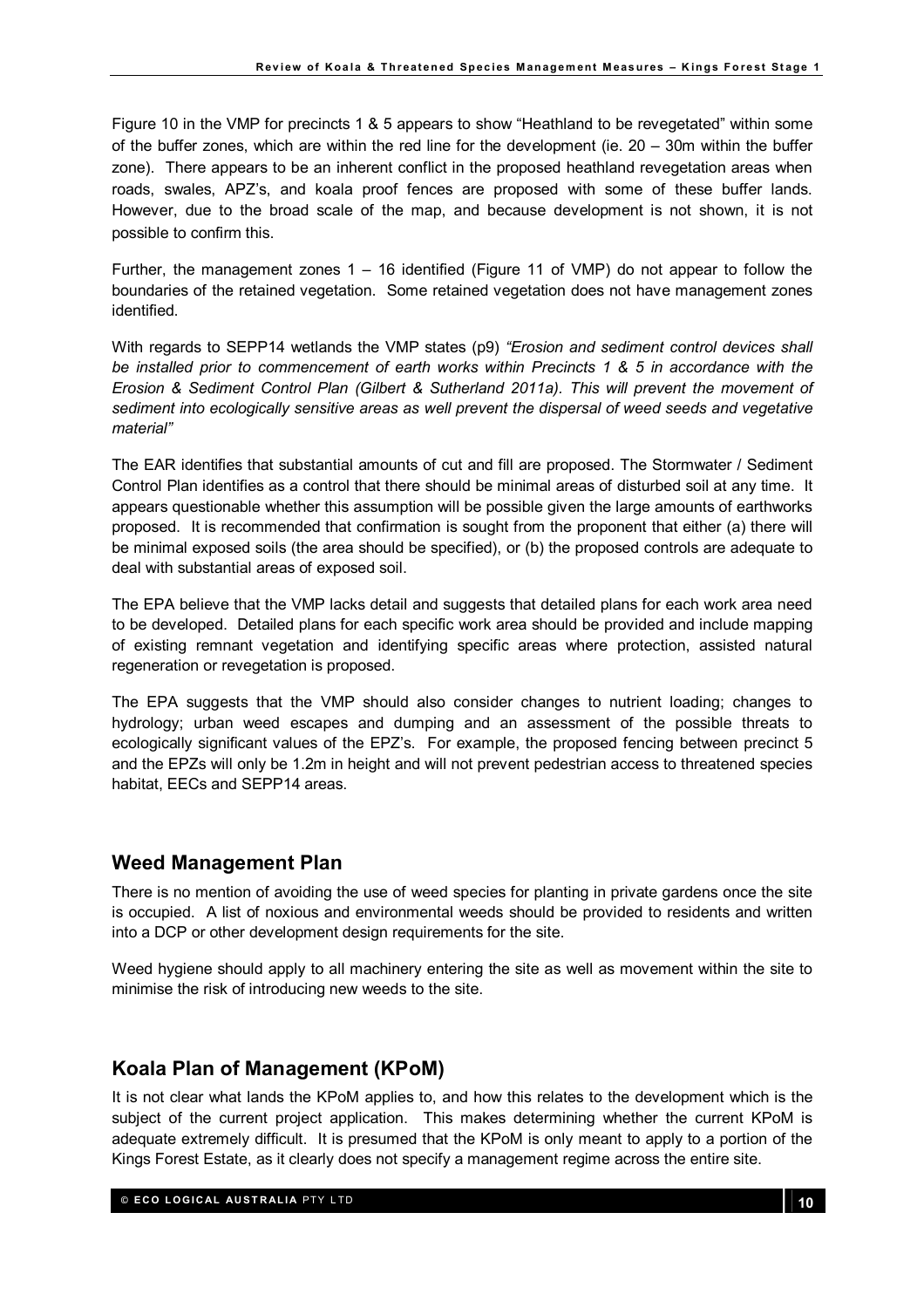Figure 10 in the VMP for precincts 1 & 5 appears to show "Heathland to be revegetated" within some of the buffer zones, which are within the red line for the development (ie. 20 – 30m within the buffer zone). There appears to be an inherent conflict in the proposed heathland revegetation areas when roads, swales, APZ's, and koala proof fences are proposed with some of these buffer lands. However, due to the broad scale of the map, and because development is not shown, it is not possible to confirm this.

Further, the management zones 1 – 16 identified (Figure 11 of VMP) do not appear to follow the boundaries of the retained vegetation. Some retained vegetation does not have management zones identified.

With regards to SEPP14 wetlands the VMP states (p9) *"Erosion and sediment control devices shall be installed prior to commencement of earth works within Precincts 1 & 5 in accordance with the Erosion & Sediment Control Plan (Gilbert & Sutherland 2011a). This will prevent the movement of sediment into ecologically sensitive areas as well prevent the dispersal of weed seeds and vegetative material"*

The EAR identifies that substantial amounts of cut and fill are proposed. The Stormwater / Sediment Control Plan identifies as a control that there should be minimal areas of disturbed soil at any time. It appears questionable whether this assumption will be possible given the large amounts of earthworks proposed. It is recommended that confirmation is sought from the proponent that either (a) there will be minimal exposed soils (the area should be specified), or (b) the proposed controls are adequate to deal with substantial areas of exposed soil.

The EPA believe that the VMP lacks detail and suggests that detailed plans for each work area need to be developed. Detailed plans for each specific work area should be provided and include mapping of existing remnant vegetation and identifying specific areas where protection, assisted natural regeneration or revegetation is proposed.

The EPA suggests that the VMP should also consider changes to nutrient loading; changes to hydrology; urban weed escapes and dumping and an assessment of the possible threats to ecologically significant values of the EPZ's. For example, the proposed fencing between precinct 5 and the EPZs will only be 1.2m in height and will not prevent pedestrian access to threatened species habitat, EECs and SEPP14 areas.

## Weed Management Plan

There is no mention of avoiding the use of weed species for planting in private gardens once the site is occupied. A list of noxious and environmental weeds should be provided to residents and written into a DCP or other development design requirements for the site.

Weed hygiene should apply to all machinery entering the site as well as movement within the site to minimise the risk of introducing new weeds to the site.

## Koala Plan of Management (KPoM)

It is not clear what lands the KPoM applies to, and how this relates to the development which is the subject of the current project application. This makes determining whether the current KPoM is adequate extremely difficult. It is presumed that the KPoM is only meant to apply to a portion of the Kings Forest Estate, as it clearly does not specify a management regime across the entire site.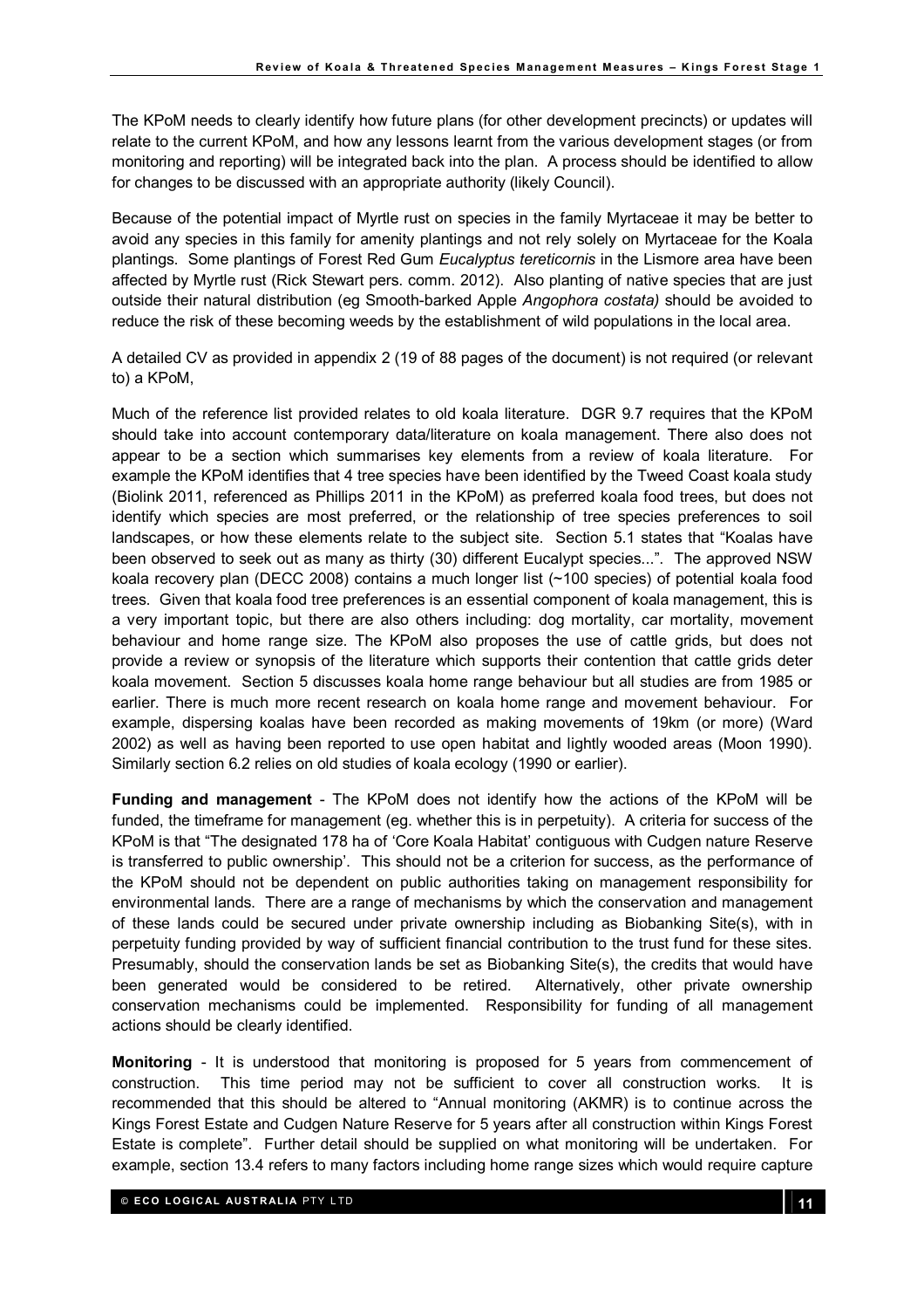The KPoM needs to clearly identify how future plans (for other development precincts) or updates will relate to the current KPoM, and how any lessons learnt from the various development stages (or from monitoring and reporting) will be integrated back into the plan. A process should be identified to allow for changes to be discussed with an appropriate authority (likely Council).

Because of the potential impact of Myrtle rust on species in the family Myrtaceae it may be better to avoid any species in this family for amenity plantings and not rely solely on Myrtaceae for the Koala plantings. Some plantings of Forest Red Gum *Eucalyptus tereticornis* in the Lismore area have been affected by Myrtle rust (Rick Stewart pers. comm. 2012). Also planting of native species that are just outside their natural distribution (eg Smooth-barked Apple *Angophora costata)* should be avoided to reduce the risk of these becoming weeds by the establishment of wild populations in the local area.

A detailed CV as provided in appendix 2 (19 of 88 pages of the document) is not required (or relevant to) a KPoM,

Much of the reference list provided relates to old koala literature. DGR 9.7 requires that the KPoM should take into account contemporary data/literature on koala management. There also does not appear to be a section which summarises key elements from a review of koala literature. For example the KPoM identifies that 4 tree species have been identified by the Tweed Coast koala study (Biolink 2011, referenced as Phillips 2011 in the KPoM) as preferred koala food trees, but does not identify which species are most preferred, or the relationship of tree species preferences to soil landscapes, or how these elements relate to the subject site. Section 5.1 states that "Koalas have been observed to seek out as many as thirty (30) different Eucalypt species...". The approved NSW koala recovery plan (DECC 2008) contains a much longer list (~100 species) of potential koala food trees. Given that koala food tree preferences is an essential component of koala management, this is a very important topic, but there are also others including: dog mortality, car mortality, movement behaviour and home range size. The KPoM also proposes the use of cattle grids, but does not provide a review or synopsis of the literature which supports their contention that cattle grids deter koala movement. Section 5 discusses koala home range behaviour but all studies are from 1985 or earlier. There is much more recent research on koala home range and movement behaviour. For example, dispersing koalas have been recorded as making movements of 19km (or more) (Ward 2002) as well as having been reported to use open habitat and lightly wooded areas (Moon 1990). Similarly section 6.2 relies on old studies of koala ecology (1990 or earlier).

**Funding and management** - The KPoM does not identify how the actions of the KPoM will be funded, the timeframe for management (eg. whether this is in perpetuity). A criteria for success of the KPoM is that "The designated 178 ha of 'Core Koala Habitat' contiguous with Cudgen nature Reserve is transferred to public ownership'. This should not be a criterion for success, as the performance of the KPoM should not be dependent on public authorities taking on management responsibility for environmental lands. There are a range of mechanisms by which the conservation and management of these lands could be secured under private ownership including as Biobanking Site(s), with in perpetuity funding provided by way of sufficient financial contribution to the trust fund for these sites. Presumably, should the conservation lands be set as Biobanking Site(s), the credits that would have been generated would be considered to be retired. Alternatively, other private ownership conservation mechanisms could be implemented. Responsibility for funding of all management actions should be clearly identified.

**Monitoring** - It is understood that monitoring is proposed for 5 years from commencement of construction. This time period may not be sufficient to cover all construction works. It is recommended that this should be altered to "Annual monitoring (AKMR) is to continue across the Kings Forest Estate and Cudgen Nature Reserve for 5 years after all construction within Kings Forest Estate is complete". Further detail should be supplied on what monitoring will be undertaken. For example, section 13.4 refers to many factors including home range sizes which would require capture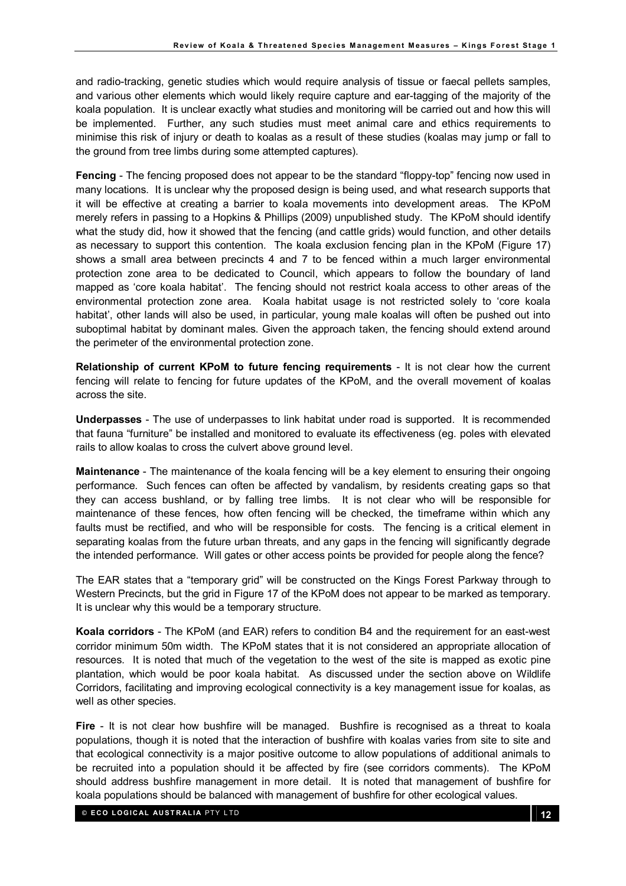and radio-tracking, genetic studies which would require analysis of tissue or faecal pellets samples, and various other elements which would likely require capture and ear-tagging of the majority of the koala population. It is unclear exactly what studies and monitoring will be carried out and how this will be implemented. Further, any such studies must meet animal care and ethics requirements to minimise this risk of injury or death to koalas as a result of these studies (koalas may jump or fall to the ground from tree limbs during some attempted captures).

**Fencing** - The fencing proposed does not appear to be the standard "floppy-top" fencing now used in many locations. It is unclear why the proposed design is being used, and what research supports that it will be effective at creating a barrier to koala movements into development areas. The KPoM merely refers in passing to a Hopkins & Phillips (2009) unpublished study. The KPoM should identify what the study did, how it showed that the fencing (and cattle grids) would function, and other details as necessary to support this contention. The koala exclusion fencing plan in the KPoM (Figure 17) shows a small area between precincts 4 and 7 to be fenced within a much larger environmental protection zone area to be dedicated to Council, which appears to follow the boundary of land mapped as 'core koala habitat'. The fencing should not restrict koala access to other areas of the environmental protection zone area. Koala habitat usage is not restricted solely to 'core koala habitat', other lands will also be used, in particular, young male koalas will often be pushed out into suboptimal habitat by dominant males. Given the approach taken, the fencing should extend around the perimeter of the environmental protection zone.

**Relationship of current KPoM to future fencing requirements** - It is not clear how the current fencing will relate to fencing for future updates of the KPoM, and the overall movement of koalas across the site.

**Underpasses** - The use of underpasses to link habitat under road is supported. It is recommended that fauna "furniture" be installed and monitored to evaluate its effectiveness (eg. poles with elevated rails to allow koalas to cross the culvert above ground level.

**Maintenance** - The maintenance of the koala fencing will be a key element to ensuring their ongoing performance. Such fences can often be affected by vandalism, by residents creating gaps so that they can access bushland, or by falling tree limbs. It is not clear who will be responsible for maintenance of these fences, how often fencing will be checked, the timeframe within which any faults must be rectified, and who will be responsible for costs. The fencing is a critical element in separating koalas from the future urban threats, and any gaps in the fencing will significantly degrade the intended performance. Will gates or other access points be provided for people along the fence?

The EAR states that a "temporary grid" will be constructed on the Kings Forest Parkway through to Western Precincts, but the grid in Figure 17 of the KPoM does not appear to be marked as temporary. It is unclear why this would be a temporary structure.

**Koala corridors** - The KPoM (and EAR) refers to condition B4 and the requirement for an east-west corridor minimum 50m width. The KPoM states that it is not considered an appropriate allocation of resources. It is noted that much of the vegetation to the west of the site is mapped as exotic pine plantation, which would be poor koala habitat. As discussed under the section above on Wildlife Corridors, facilitating and improving ecological connectivity is a key management issue for koalas, as well as other species.

**Fire** - It is not clear how bushfire will be managed. Bushfire is recognised as a threat to koala populations, though it is noted that the interaction of bushfire with koalas varies from site to site and that ecological connectivity is a major positive outcome to allow populations of additional animals to be recruited into a population should it be affected by fire (see corridors comments). The KPoM should address bushfire management in more detail. It is noted that management of bushfire for koala populations should be balanced with management of bushfire for other ecological values.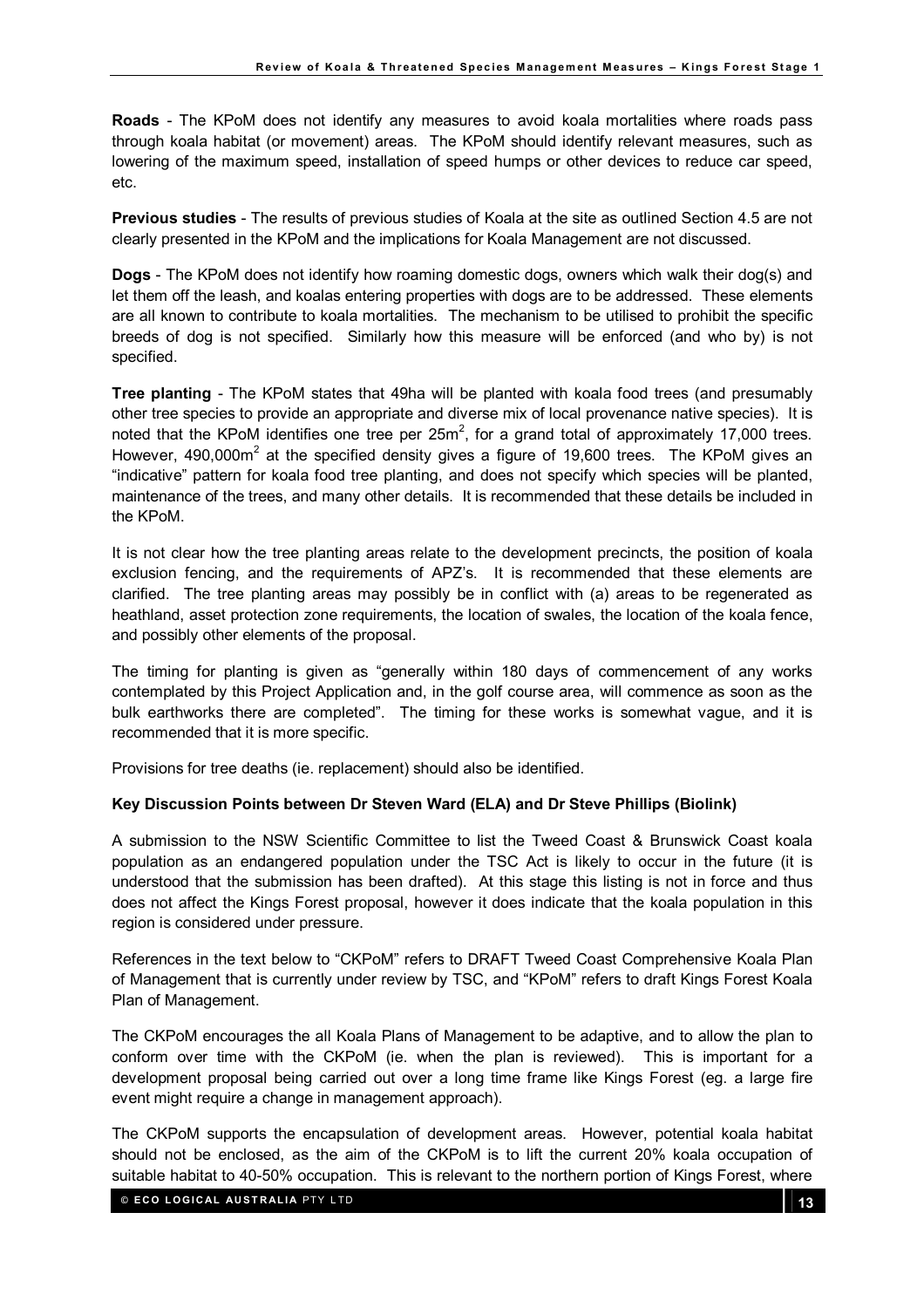**Roads** - The KPoM does not identify any measures to avoid koala mortalities where roads pass through koala habitat (or movement) areas. The KPoM should identify relevant measures, such as lowering of the maximum speed, installation of speed humps or other devices to reduce car speed, etc.

**Previous studies** - The results of previous studies of Koala at the site as outlined Section 4.5 are not clearly presented in the KPoM and the implications for Koala Management are not discussed.

**Dogs** - The KPoM does not identify how roaming domestic dogs, owners which walk their dog(s) and let them off the leash, and koalas entering properties with dogs are to be addressed. These elements are all known to contribute to koala mortalities. The mechanism to be utilised to prohibit the specific breeds of dog is not specified. Similarly how this measure will be enforced (and who by) is not specified.

**Tree planting** - The KPoM states that 49ha will be planted with koala food trees (and presumably other tree species to provide an appropriate and diverse mix of local provenance native species). It is noted that the KPoM identifies one tree per 25m$^2$, for a grand total of approximately 17,000 trees. However, 490,000m$^2$ at the specified density gives a figure of 19,600 trees. The KPoM gives an "indicative" pattern for koala food tree planting, and does not specify which species will be planted, maintenance of the trees, and many other details. It is recommended that these details be included in the KPoM.

It is not clear how the tree planting areas relate to the development precincts, the position of koala exclusion fencing, and the requirements of APZ's. It is recommended that these elements are clarified. The tree planting areas may possibly be in conflict with (a) areas to be regenerated as heathland, asset protection zone requirements, the location of swales, the location of the koala fence, and possibly other elements of the proposal.

The timing for planting is given as "generally within 180 days of commencement of any works contemplated by this Project Application and, in the golf course area, will commence as soon as the bulk earthworks there are completed". The timing for these works is somewhat vague, and it is recommended that it is more specific.

Provisions for tree deaths (ie. replacement) should also be identified.

**Key Discussion Points between Dr Steven Ward (ELA) and Dr Steve Phillips (Biolink)**

A submission to the NSW Scientific Committee to list the Tweed Coast & Brunswick Coast koala population as an endangered population under the TSC Act is likely to occur in the future (it is understood that the submission has been drafted). At this stage this listing is not in force and thus does not affect the Kings Forest proposal, however it does indicate that the koala population in this region is considered under pressure.

References in the text below to "CKPoM" refers to DRAFT Tweed Coast Comprehensive Koala Plan of Management that is currently under review by TSC, and "KPoM" refers to draft Kings Forest Koala Plan of Management.

The CKPoM encourages the all Koala Plans of Management to be adaptive, and to allow the plan to conform over time with the CKPoM (ie. when the plan is reviewed). This is important for a development proposal being carried out over a long time frame like Kings Forest (eg. a large fire event might require a change in management approach).

The CKPoM supports the encapsulation of development areas. However, potential koala habitat should not be enclosed, as the aim of the CKPoM is to lift the current 20% koala occupation of suitable habitat to 40-50% occupation. This is relevant to the northern portion of Kings Forest, where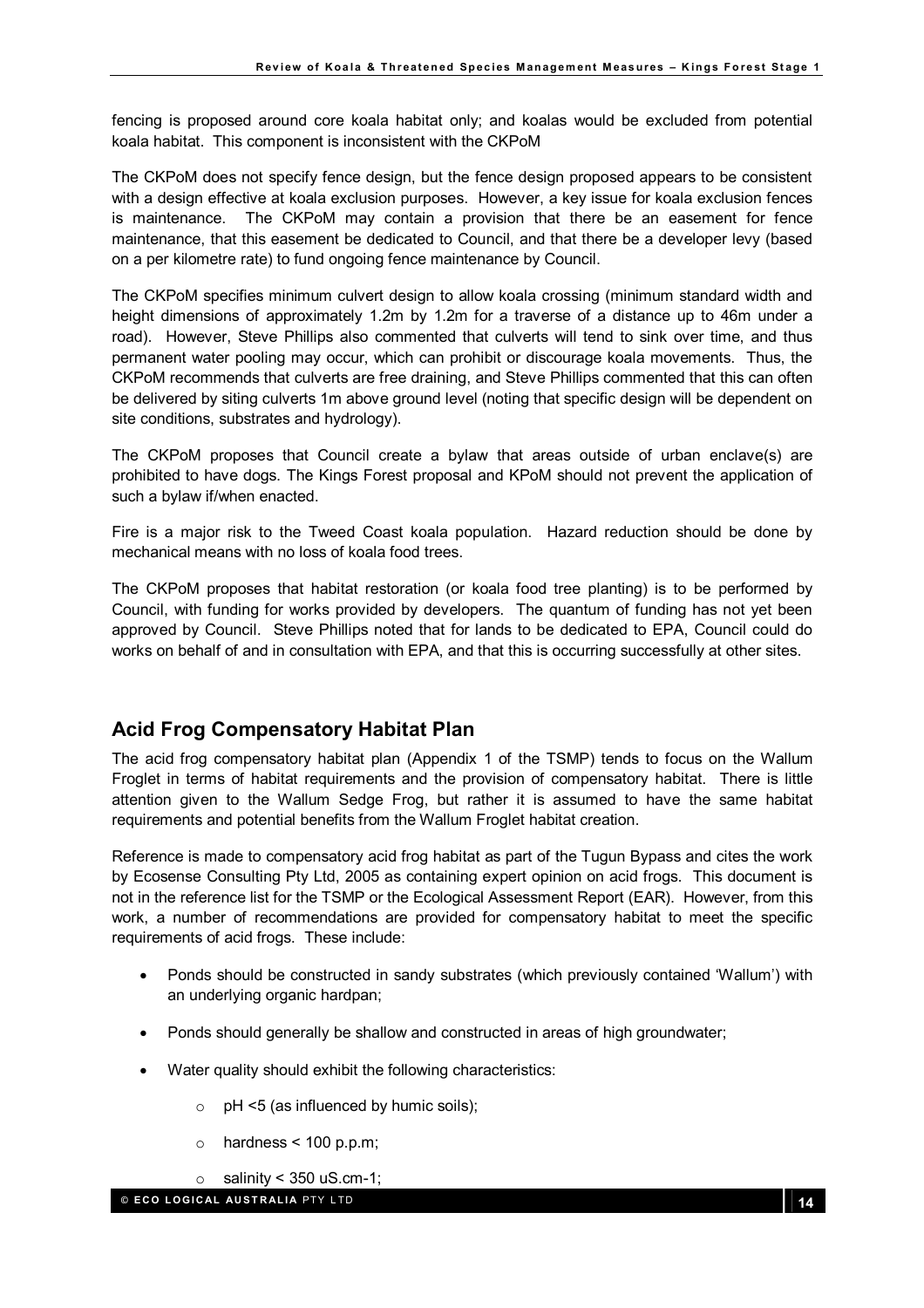fencing is proposed around core koala habitat only; and koalas would be excluded from potential koala habitat. This component is inconsistent with the CKPoM

The CKPoM does not specify fence design, but the fence design proposed appears to be consistent with a design effective at koala exclusion purposes. However, a key issue for koala exclusion fences is maintenance. The CKPoM may contain a provision that there be an easement for fence maintenance, that this easement be dedicated to Council, and that there be a developer levy (based on a per kilometre rate) to fund ongoing fence maintenance by Council.

The CKPoM specifies minimum culvert design to allow koala crossing (minimum standard width and height dimensions of approximately 1.2m by 1.2m for a traverse of a distance up to 46m under a road). However, Steve Phillips also commented that culverts will tend to sink over time, and thus permanent water pooling may occur, which can prohibit or discourage koala movements. Thus, the CKPoM recommends that culverts are free draining, and Steve Phillips commented that this can often be delivered by siting culverts 1m above ground level (noting that specific design will be dependent on site conditions, substrates and hydrology).

The CKPoM proposes that Council create a bylaw that areas outside of urban enclave(s) are prohibited to have dogs. The Kings Forest proposal and KPoM should not prevent the application of such a bylaw if/when enacted.

Fire is a major risk to the Tweed Coast koala population. Hazard reduction should be done by mechanical means with no loss of koala food trees.

The CKPoM proposes that habitat restoration (or koala food tree planting) is to be performed by Council, with funding for works provided by developers. The quantum of funding has not yet been approved by Council. Steve Phillips noted that for lands to be dedicated to EPA, Council could do works on behalf of and in consultation with EPA, and that this is occurring successfully at other sites.

## Acid Frog Compensatory Habitat Plan

The acid frog compensatory habitat plan (Appendix 1 of the TSMP) tends to focus on the Wallum Froglet in terms of habitat requirements and the provision of compensatory habitat. There is little attention given to the Wallum Sedge Frog, but rather it is assumed to have the same habitat requirements and potential benefits from the Wallum Froglet habitat creation.

Reference is made to compensatory acid frog habitat as part of the Tugun Bypass and cites the work by Ecosense Consulting Pty Ltd, 2005 as containing expert opinion on acid frogs. This document is not in the reference list for the TSMP or the Ecological Assessment Report (EAR). However, from this work, a number of recommendations are provided for compensatory habitat to meet the specific requirements of acid frogs. These include:

- Ponds should be constructed in sandy substrates (which previously contained 'Wallum') with an underlying organic hardpan;
- Ponds should generally be shallow and constructed in areas of high groundwater;
- Water quality should exhibit the following characteristics:
  - pH <5 (as influenced by humic soils);
  - hardness < 100 p.p.m;
  - salinity < 350 uS.cm-1;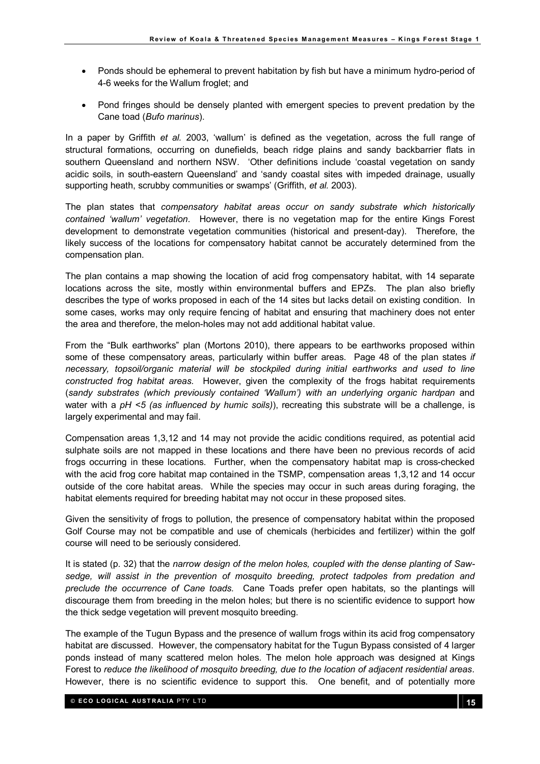- Ponds should be ephemeral to prevent habitation by fish but have a minimum hydro-period of 4-6 weeks for the Wallum froglet; and

- Pond fringes should be densely planted with emergent species to prevent predation by the Cane toad (*Bufo marinus*).

In a paper by Griffith *et al.* 2003, 'wallum' is defined as the vegetation, across the full range of structural formations, occurring on dunefields, beach ridge plains and sandy backbarrier flats in southern Queensland and northern NSW. 'Other definitions include 'coastal vegetation on sandy acidic soils, in south-eastern Queensland' and 'sandy coastal sites with impeded drainage, usually supporting heath, scrubby communities or swamps' (Griffith, *et al.* 2003).

The plan states that *compensatory habitat areas occur on sandy substrate which historically contained 'wallum' vegetation*. However, there is no vegetation map for the entire Kings Forest development to demonstrate vegetation communities (historical and present-day). Therefore, the likely success of the locations for compensatory habitat cannot be accurately determined from the compensation plan.

The plan contains a map showing the location of acid frog compensatory habitat, with 14 separate locations across the site, mostly within environmental buffers and EPZs. The plan also briefly describes the type of works proposed in each of the 14 sites but lacks detail on existing condition. In some cases, works may only require fencing of habitat and ensuring that machinery does not enter the area and therefore, the melon-holes may not add additional habitat value.

From the "Bulk earthworks" plan (Mortons 2010), there appears to be earthworks proposed within some of these compensatory areas, particularly within buffer areas. Page 48 of the plan states *if necessary, topsoil/organic material will be stockpiled during initial earthworks and used to line constructed frog habitat areas*. However, given the complexity of the frogs habitat requirements (*sandy substrates (which previously contained 'Wallum') with an underlying organic hardpan* and water with a *pH <5 (as influenced by humic soils)*), recreating this substrate will be a challenge, is largely experimental and may fail.

Compensation areas 1,3,12 and 14 may not provide the acidic conditions required, as potential acid sulphate soils are not mapped in these locations and there have been no previous records of acid frogs occurring in these locations. Further, when the compensatory habitat map is cross-checked with the acid frog core habitat map contained in the TSMP, compensation areas 1,3,12 and 14 occur outside of the core habitat areas. While the species may occur in such areas during foraging, the habitat elements required for breeding habitat may not occur in these proposed sites.

Given the sensitivity of frogs to pollution, the presence of compensatory habitat within the proposed Golf Course may not be compatible and use of chemicals (herbicides and fertilizer) within the golf course will need to be seriously considered.

It is stated (p. 32) that the *narrow design of the melon holes, coupled with the dense planting of Saw-sedge, will assist in the prevention of mosquito breeding, protect tadpoles from predation and preclude the occurrence of Cane toads.* Cane Toads prefer open habitats, so the plantings will discourage them from breeding in the melon holes; but there is no scientific evidence to support how the thick sedge vegetation will prevent mosquito breeding.

The example of the Tugun Bypass and the presence of wallum frogs within its acid frog compensatory habitat are discussed. However, the compensatory habitat for the Tugun Bypass consisted of 4 larger ponds instead of many scattered melon holes. The melon hole approach was designed at Kings Forest to *reduce the likelihood of mosquito breeding, due to the location of adjacent residential areas*. However, there is no scientific evidence to support this. One benefit, and of potentially more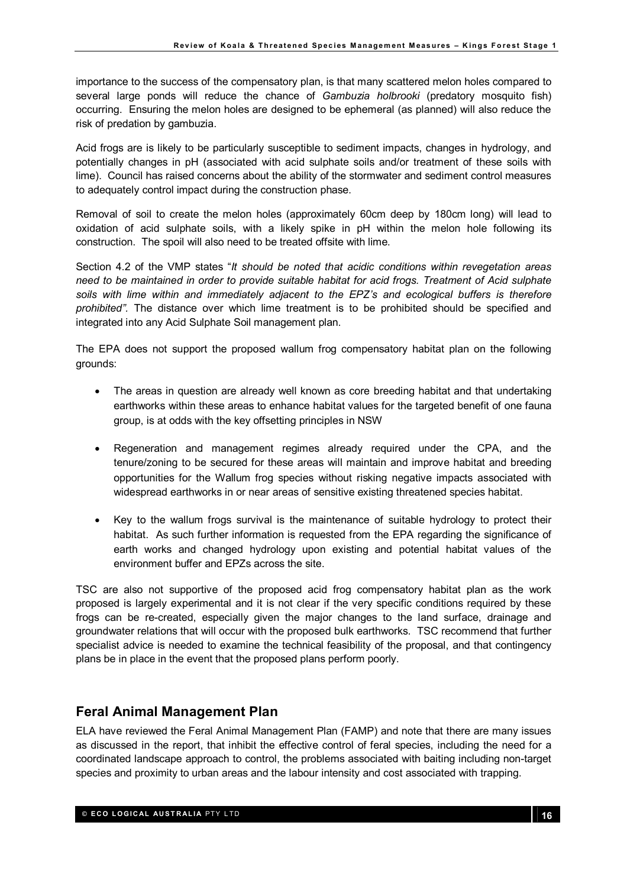importance to the success of the compensatory plan, is that many scattered melon holes compared to several large ponds will reduce the chance of *Gambuzia holbrooki* (predatory mosquito fish) occurring. Ensuring the melon holes are designed to be ephemeral (as planned) will also reduce the risk of predation by gambuzia.

Acid frogs are is likely to be particularly susceptible to sediment impacts, changes in hydrology, and potentially changes in pH (associated with acid sulphate soils and/or treatment of these soils with lime). Council has raised concerns about the ability of the stormwater and sediment control measures to adequately control impact during the construction phase.

Removal of soil to create the melon holes (approximately 60cm deep by 180cm long) will lead to oxidation of acid sulphate soils, with a likely spike in pH within the melon hole following its construction. The spoil will also need to be treated offsite with lime.

Section 4.2 of the VMP states "*It should be noted that acidic conditions within revegetation areas need to be maintained in order to provide suitable habitat for acid frogs. Treatment of Acid sulphate soils with lime within and immediately adjacent to the EPZ's and ecological buffers is therefore prohibited".* The distance over which lime treatment is to be prohibited should be specified and integrated into any Acid Sulphate Soil management plan.

The EPA does not support the proposed wallum frog compensatory habitat plan on the following grounds:

- The areas in question are already well known as core breeding habitat and that undertaking earthworks within these areas to enhance habitat values for the targeted benefit of one fauna group, is at odds with the key offsetting principles in NSW
- Regeneration and management regimes already required under the CPA, and the tenure/zoning to be secured for these areas will maintain and improve habitat and breeding opportunities for the Wallum frog species without risking negative impacts associated with widespread earthworks in or near areas of sensitive existing threatened species habitat.
- Key to the wallum frogs survival is the maintenance of suitable hydrology to protect their habitat. As such further information is requested from the EPA regarding the significance of earth works and changed hydrology upon existing and potential habitat values of the environment buffer and EPZs across the site.

TSC are also not supportive of the proposed acid frog compensatory habitat plan as the work proposed is largely experimental and it is not clear if the very specific conditions required by these frogs can be re-created, especially given the major changes to the land surface, drainage and groundwater relations that will occur with the proposed bulk earthworks. TSC recommend that further specialist advice is needed to examine the technical feasibility of the proposal, and that contingency plans be in place in the event that the proposed plans perform poorly.

## Feral Animal Management Plan

ELA have reviewed the Feral Animal Management Plan (FAMP) and note that there are many issues as discussed in the report, that inhibit the effective control of feral species, including the need for a coordinated landscape approach to control, the problems associated with baiting including non-target species and proximity to urban areas and the labour intensity and cost associated with trapping.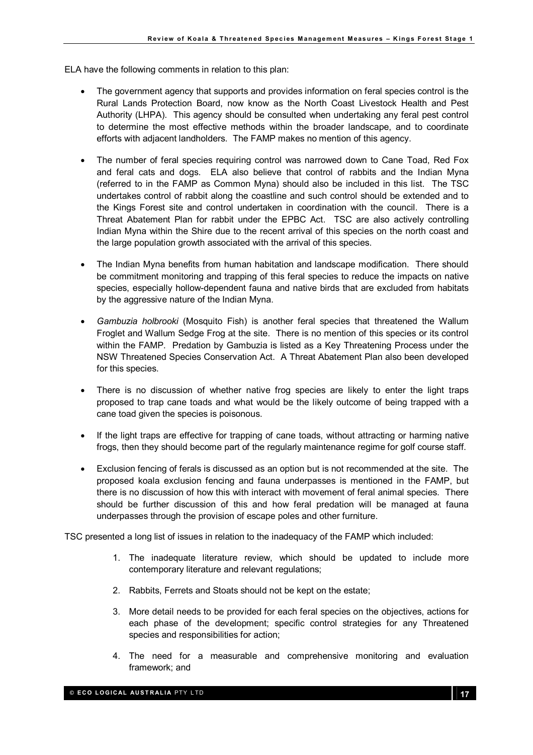ELA have the following comments in relation to this plan:

- The government agency that supports and provides information on feral species control is the Rural Lands Protection Board, now know as the North Coast Livestock Health and Pest Authority (LHPA). This agency should be consulted when undertaking any feral pest control to determine the most effective methods within the broader landscape, and to coordinate efforts with adjacent landholders. The FAMP makes no mention of this agency.
- The number of feral species requiring control was narrowed down to Cane Toad, Red Fox and feral cats and dogs. ELA also believe that control of rabbits and the Indian Myna (referred to in the FAMP as Common Myna) should also be included in this list. The TSC undertakes control of rabbit along the coastline and such control should be extended and to the Kings Forest site and control undertaken in coordination with the council. There is a Threat Abatement Plan for rabbit under the EPBC Act. TSC are also actively controlling Indian Myna within the Shire due to the recent arrival of this species on the north coast and the large population growth associated with the arrival of this species.
- The Indian Myna benefits from human habitation and landscape modification. There should be commitment monitoring and trapping of this feral species to reduce the impacts on native species, especially hollow-dependent fauna and native birds that are excluded from habitats by the aggressive nature of the Indian Myna.
- *Gambuzia holbrooki* (Mosquito Fish) is another feral species that threatened the Wallum Froglet and Wallum Sedge Frog at the site. There is no mention of this species or its control within the FAMP. Predation by Gambuzia is listed as a Key Threatening Process under the NSW Threatened Species Conservation Act. A Threat Abatement Plan also been developed for this species.
- There is no discussion of whether native frog species are likely to enter the light traps proposed to trap cane toads and what would be the likely outcome of being trapped with a cane toad given the species is poisonous.
- If the light traps are effective for trapping of cane toads, without attracting or harming native frogs, then they should become part of the regularly maintenance regime for golf course staff.
- Exclusion fencing of ferals is discussed as an option but is not recommended at the site. The proposed koala exclusion fencing and fauna underpasses is mentioned in the FAMP, but there is no discussion of how this with interact with movement of feral animal species. There should be further discussion of this and how feral predation will be managed at fauna underpasses through the provision of escape poles and other furniture.

TSC presented a long list of issues in relation to the inadequacy of the FAMP which included:

1. The inadequate literature review, which should be updated to include more contemporary literature and relevant regulations;
2. Rabbits, Ferrets and Stoats should not be kept on the estate;
3. More detail needs to be provided for each feral species on the objectives, actions for each phase of the development; specific control strategies for any Threatened species and responsibilities for action;
4. The need for a measurable and comprehensive monitoring and evaluation framework; and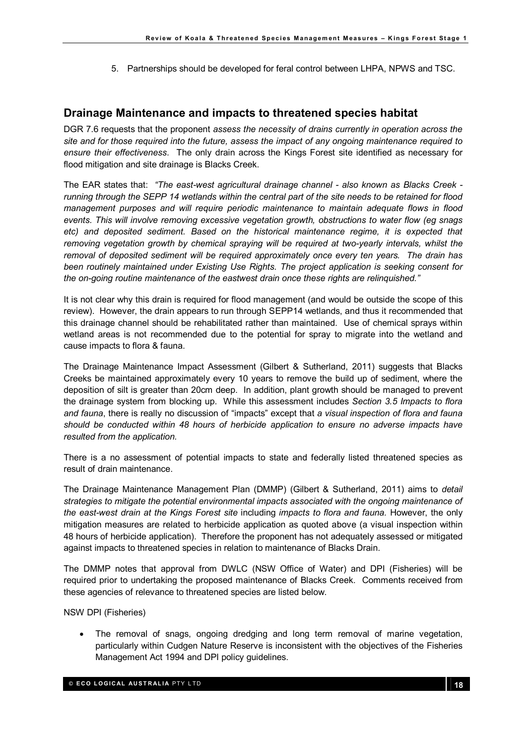5. Partnerships should be developed for feral control between LHPA, NPWS and TSC.

## Drainage Maintenance and impacts to threatened species habitat

DGR 7.6 requests that the proponent *assess the necessity of drains currently in operation across the site and for those required into the future, assess the impact of any ongoing maintenance required to ensure their effectiveness*. The only drain across the Kings Forest site identified as necessary for flood mitigation and site drainage is Blacks Creek.

The EAR states that: *"The east-west agricultural drainage channel - also known as Blacks Creek - running through the SEPP 14 wetlands within the central part of the site needs to be retained for flood management purposes and will require periodic maintenance to maintain adequate flows in flood events. This will involve removing excessive vegetation growth, obstructions to water flow (eg snags etc) and deposited sediment. Based on the historical maintenance regime, it is expected that removing vegetation growth by chemical spraying will be required at two-yearly intervals, whilst the removal of deposited sediment will be required approximately once every ten years. The drain has been routinely maintained under Existing Use Rights. The project application is seeking consent for the on-going routine maintenance of the eastwest drain once these rights are relinquished."*

It is not clear why this drain is required for flood management (and would be outside the scope of this review). However, the drain appears to run through SEPP14 wetlands, and thus it recommended that this drainage channel should be rehabilitated rather than maintained. Use of chemical sprays within wetland areas is not recommended due to the potential for spray to migrate into the wetland and cause impacts to flora & fauna.

The Drainage Maintenance Impact Assessment (Gilbert & Sutherland, 2011) suggests that Blacks Creeks be maintained approximately every 10 years to remove the build up of sediment, where the deposition of silt is greater than 20cm deep. In addition, plant growth should be managed to prevent the drainage system from blocking up. While this assessment includes *Section 3.5 Impacts to flora and fauna*, there is really no discussion of "impacts" except that *a visual inspection of flora and fauna should be conducted within 48 hours of herbicide application to ensure no adverse impacts have resulted from the application.*

There is a no assessment of potential impacts to state and federally listed threatened species as result of drain maintenance.

The Drainage Maintenance Management Plan (DMMP) (Gilbert & Sutherland, 2011) aims to *detail strategies to mitigate the potential environmental impacts associated with the ongoing maintenance of the east-west drain at the Kings Forest site* including *impacts to flora and fauna.* However, the only mitigation measures are related to herbicide application as quoted above (a visual inspection within 48 hours of herbicide application). Therefore the proponent has not adequately assessed or mitigated against impacts to threatened species in relation to maintenance of Blacks Drain.

The DMMP notes that approval from DWLC (NSW Office of Water) and DPI (Fisheries) will be required prior to undertaking the proposed maintenance of Blacks Creek. Comments received from these agencies of relevance to threatened species are listed below.

NSW DPI (Fisheries)

- The removal of snags, ongoing dredging and long term removal of marine vegetation, particularly within Cudgen Nature Reserve is inconsistent with the objectives of the Fisheries Management Act 1994 and DPI policy guidelines.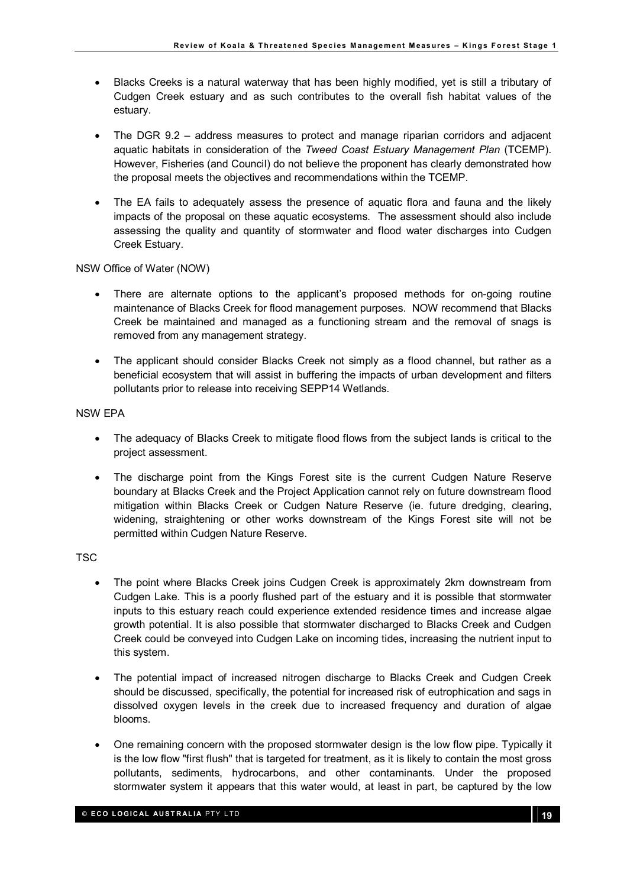- Blacks Creeks is a natural waterway that has been highly modified, yet is still a tributary of Cudgen Creek estuary and as such contributes to the overall fish habitat values of the estuary.

- The DGR 9.2 – address measures to protect and manage riparian corridors and adjacent aquatic habitats in consideration of the *Tweed Coast Estuary Management Plan* (TCEMP). However, Fisheries (and Council) do not believe the proponent has clearly demonstrated how the proposal meets the objectives and recommendations within the TCEMP.

- The EA fails to adequately assess the presence of aquatic flora and fauna and the likely impacts of the proposal on these aquatic ecosystems. The assessment should also include assessing the quality and quantity of stormwater and flood water discharges into Cudgen Creek Estuary.

NSW Office of Water (NOW)

- There are alternate options to the applicant's proposed methods for on-going routine maintenance of Blacks Creek for flood management purposes. NOW recommend that Blacks Creek be maintained and managed as a functioning stream and the removal of snags is removed from any management strategy.

- The applicant should consider Blacks Creek not simply as a flood channel, but rather as a beneficial ecosystem that will assist in buffering the impacts of urban development and filters pollutants prior to release into receiving SEPP14 Wetlands.

NSW EPA

- The adequacy of Blacks Creek to mitigate flood flows from the subject lands is critical to the project assessment.

- The discharge point from the Kings Forest site is the current Cudgen Nature Reserve boundary at Blacks Creek and the Project Application cannot rely on future downstream flood mitigation within Blacks Creek or Cudgen Nature Reserve (ie. future dredging, clearing, widening, straightening or other works downstream of the Kings Forest site will not be permitted within Cudgen Nature Reserve.

TSC

- The point where Blacks Creek joins Cudgen Creek is approximately 2km downstream from Cudgen Lake. This is a poorly flushed part of the estuary and it is possible that stormwater inputs to this estuary reach could experience extended residence times and increase algae growth potential. It is also possible that stormwater discharged to Blacks Creek and Cudgen Creek could be conveyed into Cudgen Lake on incoming tides, increasing the nutrient input to this system.

- The potential impact of increased nitrogen discharge to Blacks Creek and Cudgen Creek should be discussed, specifically, the potential for increased risk of eutrophication and sags in dissolved oxygen levels in the creek due to increased frequency and duration of algae blooms.

- One remaining concern with the proposed stormwater design is the low flow pipe. Typically it is the low flow "first flush" that is targeted for treatment, as it is likely to contain the most gross pollutants, sediments, hydrocarbons, and other contaminants. Under the proposed stormwater system it appears that this water would, at least in part, be captured by the low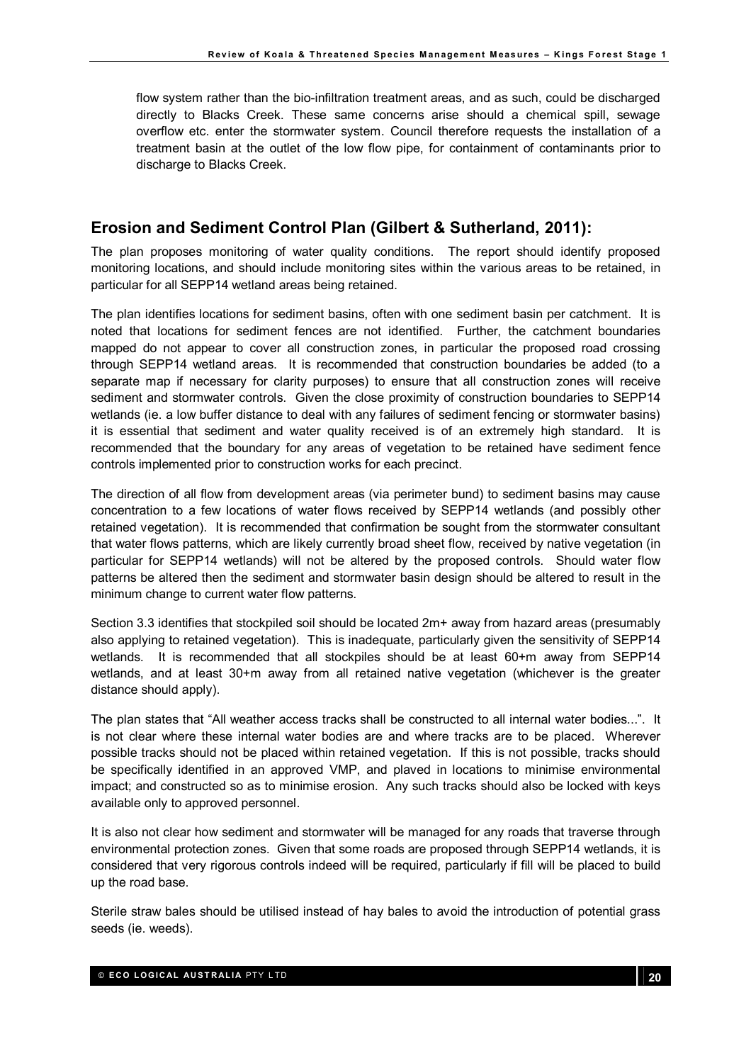flow system rather than the bio-infiltration treatment areas, and as such, could be discharged directly to Blacks Creek. These same concerns arise should a chemical spill, sewage overflow etc. enter the stormwater system. Council therefore requests the installation of a treatment basin at the outlet of the low flow pipe, for containment of contaminants prior to discharge to Blacks Creek.

## Erosion and Sediment Control Plan (Gilbert & Sutherland, 2011):

The plan proposes monitoring of water quality conditions. The report should identify proposed monitoring locations, and should include monitoring sites within the various areas to be retained, in particular for all SEPP14 wetland areas being retained.

The plan identifies locations for sediment basins, often with one sediment basin per catchment. It is noted that locations for sediment fences are not identified. Further, the catchment boundaries mapped do not appear to cover all construction zones, in particular the proposed road crossing through SEPP14 wetland areas. It is recommended that construction boundaries be added (to a separate map if necessary for clarity purposes) to ensure that all construction zones will receive sediment and stormwater controls. Given the close proximity of construction boundaries to SEPP14 wetlands (ie. a low buffer distance to deal with any failures of sediment fencing or stormwater basins) it is essential that sediment and water quality received is of an extremely high standard. It is recommended that the boundary for any areas of vegetation to be retained have sediment fence controls implemented prior to construction works for each precinct.

The direction of all flow from development areas (via perimeter bund) to sediment basins may cause concentration to a few locations of water flows received by SEPP14 wetlands (and possibly other retained vegetation). It is recommended that confirmation be sought from the stormwater consultant that water flows patterns, which are likely currently broad sheet flow, received by native vegetation (in particular for SEPP14 wetlands) will not be altered by the proposed controls. Should water flow patterns be altered then the sediment and stormwater basin design should be altered to result in the minimum change to current water flow patterns.

Section 3.3 identifies that stockpiled soil should be located 2m+ away from hazard areas (presumably also applying to retained vegetation). This is inadequate, particularly given the sensitivity of SEPP14 wetlands. It is recommended that all stockpiles should be at least 60+m away from SEPP14 wetlands, and at least 30+m away from all retained native vegetation (whichever is the greater distance should apply).

The plan states that "All weather access tracks shall be constructed to all internal water bodies...". It is not clear where these internal water bodies are and where tracks are to be placed. Wherever possible tracks should not be placed within retained vegetation. If this is not possible, tracks should be specifically identified in an approved VMP, and plaved in locations to minimise environmental impact; and constructed so as to minimise erosion. Any such tracks should also be locked with keys available only to approved personnel.

It is also not clear how sediment and stormwater will be managed for any roads that traverse through environmental protection zones. Given that some roads are proposed through SEPP14 wetlands, it is considered that very rigorous controls indeed will be required, particularly if fill will be placed to build up the road base.

Sterile straw bales should be utilised instead of hay bales to avoid the introduction of potential grass seeds (ie. weeds).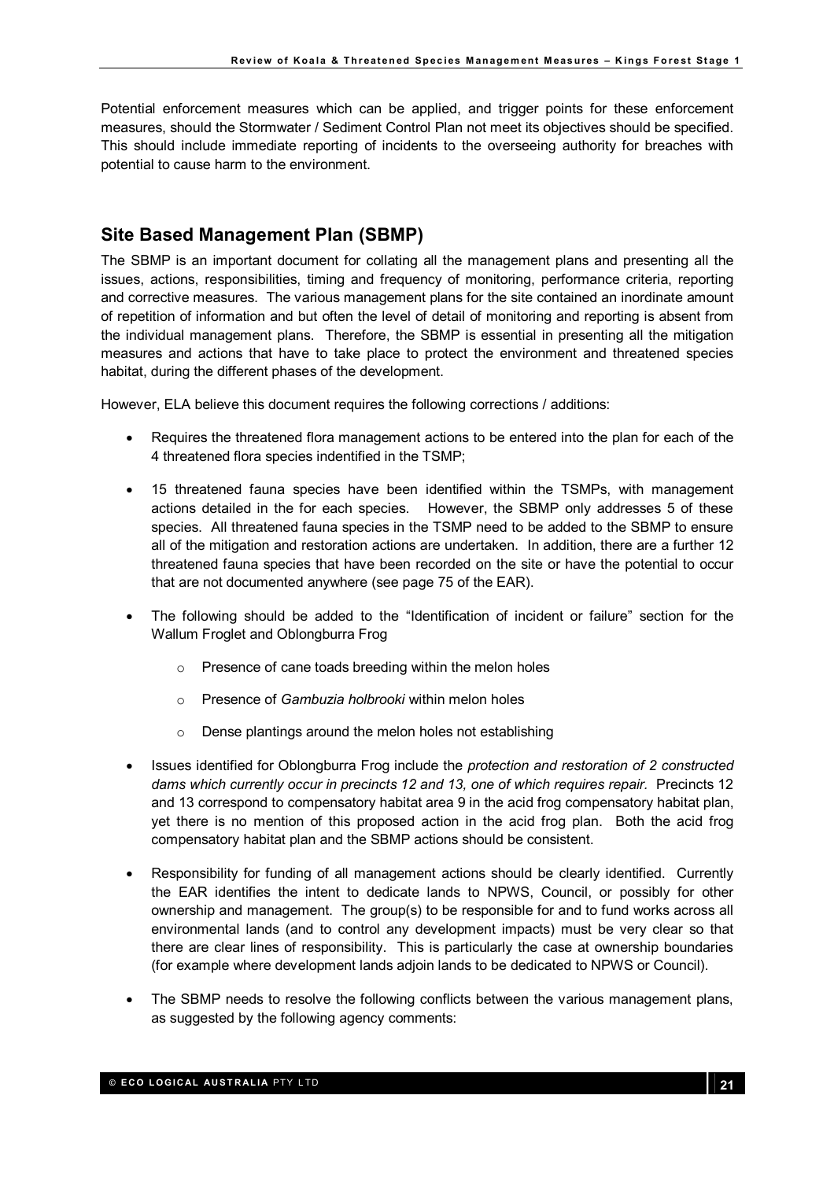Potential enforcement measures which can be applied, and trigger points for these enforcement measures, should the Stormwater / Sediment Control Plan not meet its objectives should be specified. This should include immediate reporting of incidents to the overseeing authority for breaches with potential to cause harm to the environment.

## Site Based Management Plan (SBMP)

The SBMP is an important document for collating all the management plans and presenting all the issues, actions, responsibilities, timing and frequency of monitoring, performance criteria, reporting and corrective measures. The various management plans for the site contained an inordinate amount of repetition of information and but often the level of detail of monitoring and reporting is absent from the individual management plans. Therefore, the SBMP is essential in presenting all the mitigation measures and actions that have to take place to protect the environment and threatened species habitat, during the different phases of the development.

However, ELA believe this document requires the following corrections / additions:

- Requires the threatened flora management actions to be entered into the plan for each of the 4 threatened flora species indentified in the TSMP;
- 15 threatened fauna species have been identified within the TSMPs, with management actions detailed in the for each species. However, the SBMP only addresses 5 of these species. All threatened fauna species in the TSMP need to be added to the SBMP to ensure all of the mitigation and restoration actions are undertaken. In addition, there are a further 12 threatened fauna species that have been recorded on the site or have the potential to occur that are not documented anywhere (see page 75 of the EAR).
- The following should be added to the "Identification of incident or failure" section for the Wallum Froglet and Oblongburra Frog
    - Presence of cane toads breeding within the melon holes
    - Presence of *Gambuzia holbrooki* within melon holes
    - Dense plantings around the melon holes not establishing
- Issues identified for Oblongburra Frog include the *protection and restoration of 2 constructed dams which currently occur in precincts 12 and 13, one of which requires repair.* Precincts 12 and 13 correspond to compensatory habitat area 9 in the acid frog compensatory habitat plan, yet there is no mention of this proposed action in the acid frog plan. Both the acid frog compensatory habitat plan and the SBMP actions should be consistent.
- Responsibility for funding of all management actions should be clearly identified. Currently the EAR identifies the intent to dedicate lands to NPWS, Council, or possibly for other ownership and management. The group(s) to be responsible for and to fund works across all environmental lands (and to control any development impacts) must be very clear so that there are clear lines of responsibility. This is particularly the case at ownership boundaries (for example where development lands adjoin lands to be dedicated to NPWS or Council).
- The SBMP needs to resolve the following conflicts between the various management plans, as suggested by the following agency comments: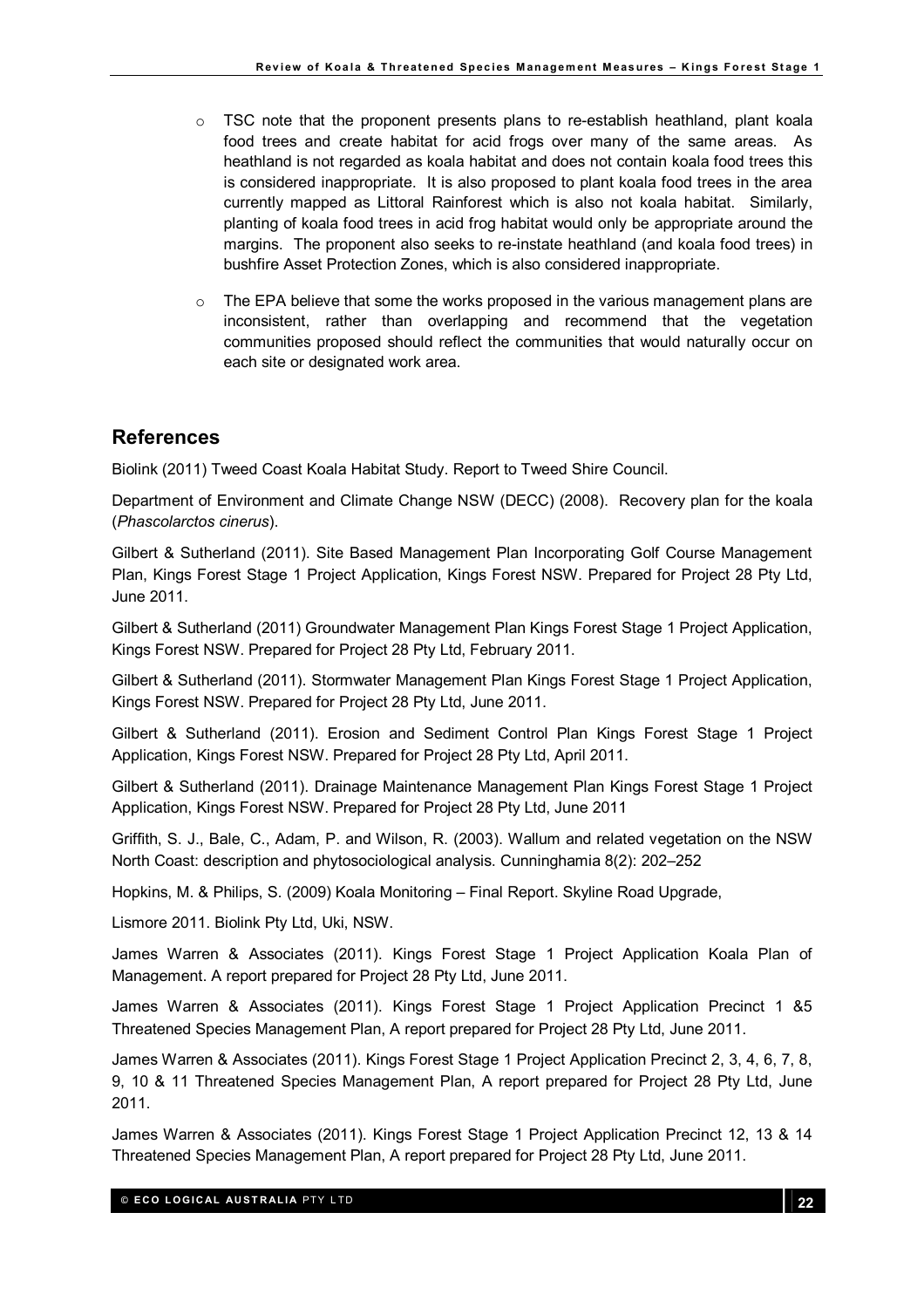- TSC note that the proponent presents plans to re-establish heathland, plant koala food trees and create habitat for acid frogs over many of the same areas. As heathland is not regarded as koala habitat and does not contain koala food trees this is considered inappropriate. It is also proposed to plant koala food trees in the area currently mapped as Littoral Rainforest which is also not koala habitat. Similarly, planting of koala food trees in acid frog habitat would only be appropriate around the margins. The proponent also seeks to re-instate heathland (and koala food trees) in bushfire Asset Protection Zones, which is also considered inappropriate.
- The EPA believe that some the works proposed in the various management plans are inconsistent, rather than overlapping and recommend that the vegetation communities proposed should reflect the communities that would naturally occur on each site or designated work area.

## References

Biolink (2011) Tweed Coast Koala Habitat Study. Report to Tweed Shire Council.

Department of Environment and Climate Change NSW (DECC) (2008). Recovery plan for the koala (*Phascolarctos cinerus*).

Gilbert & Sutherland (2011). Site Based Management Plan Incorporating Golf Course Management Plan, Kings Forest Stage 1 Project Application, Kings Forest NSW. Prepared for Project 28 Pty Ltd, June 2011.

Gilbert & Sutherland (2011) Groundwater Management Plan Kings Forest Stage 1 Project Application, Kings Forest NSW. Prepared for Project 28 Pty Ltd, February 2011.

Gilbert & Sutherland (2011). Stormwater Management Plan Kings Forest Stage 1 Project Application, Kings Forest NSW. Prepared for Project 28 Pty Ltd, June 2011.

Gilbert & Sutherland (2011). Erosion and Sediment Control Plan Kings Forest Stage 1 Project Application, Kings Forest NSW. Prepared for Project 28 Pty Ltd, April 2011.

Gilbert & Sutherland (2011). Drainage Maintenance Management Plan Kings Forest Stage 1 Project Application, Kings Forest NSW. Prepared for Project 28 Pty Ltd, June 2011

Griffith, S. J., Bale, C., Adam, P. and Wilson, R. (2003). Wallum and related vegetation on the NSW North Coast: description and phytosociological analysis. Cunninghamia 8(2): 202–252

Hopkins, M. & Philips, S. (2009) Koala Monitoring – Final Report. Skyline Road Upgrade,

Lismore 2011. Biolink Pty Ltd, Uki, NSW.

James Warren & Associates (2011). Kings Forest Stage 1 Project Application Koala Plan of Management. A report prepared for Project 28 Pty Ltd, June 2011.

James Warren & Associates (2011). Kings Forest Stage 1 Project Application Precinct 1 &5 Threatened Species Management Plan, A report prepared for Project 28 Pty Ltd, June 2011.

James Warren & Associates (2011). Kings Forest Stage 1 Project Application Precinct 2, 3, 4, 6, 7, 8, 9, 10 & 11 Threatened Species Management Plan, A report prepared for Project 28 Pty Ltd, June 2011.

James Warren & Associates (2011). Kings Forest Stage 1 Project Application Precinct 12, 13 & 14 Threatened Species Management Plan, A report prepared for Project 28 Pty Ltd, June 2011.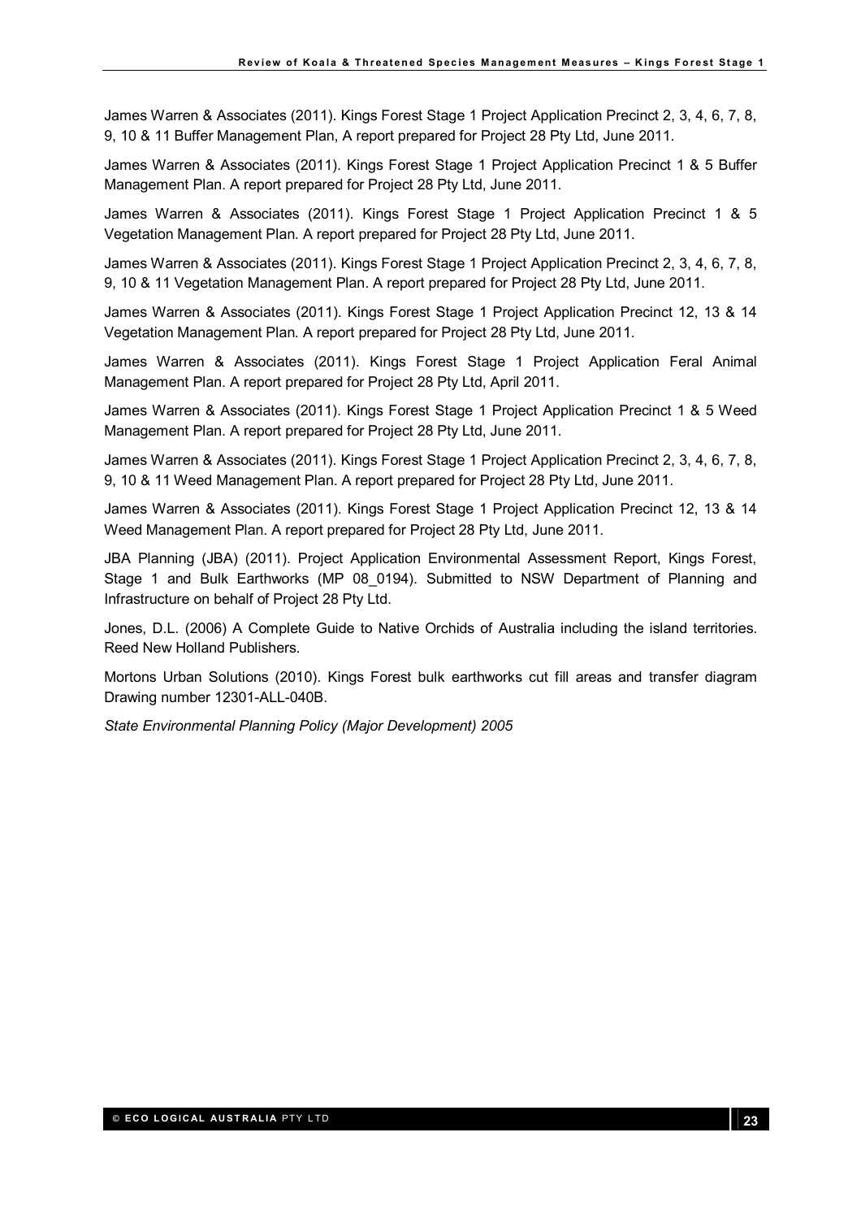James Warren & Associates (2011). Kings Forest Stage 1 Project Application Precinct 2, 3, 4, 6, 7, 8, 9, 10 & 11 Buffer Management Plan, A report prepared for Project 28 Pty Ltd, June 2011.

James Warren & Associates (2011). Kings Forest Stage 1 Project Application Precinct 1 & 5 Buffer Management Plan. A report prepared for Project 28 Pty Ltd, June 2011.

James Warren & Associates (2011). Kings Forest Stage 1 Project Application Precinct 1 & 5 Vegetation Management Plan. A report prepared for Project 28 Pty Ltd, June 2011.

James Warren & Associates (2011). Kings Forest Stage 1 Project Application Precinct 2, 3, 4, 6, 7, 8, 9, 10 & 11 Vegetation Management Plan. A report prepared for Project 28 Pty Ltd, June 2011.

James Warren & Associates (2011). Kings Forest Stage 1 Project Application Precinct 12, 13 & 14 Vegetation Management Plan. A report prepared for Project 28 Pty Ltd, June 2011.

James Warren & Associates (2011). Kings Forest Stage 1 Project Application Feral Animal Management Plan. A report prepared for Project 28 Pty Ltd, April 2011.

James Warren & Associates (2011). Kings Forest Stage 1 Project Application Precinct 1 & 5 Weed Management Plan. A report prepared for Project 28 Pty Ltd, June 2011.

James Warren & Associates (2011). Kings Forest Stage 1 Project Application Precinct 2, 3, 4, 6, 7, 8, 9, 10 & 11 Weed Management Plan. A report prepared for Project 28 Pty Ltd, June 2011.

James Warren & Associates (2011). Kings Forest Stage 1 Project Application Precinct 12, 13 & 14 Weed Management Plan. A report prepared for Project 28 Pty Ltd, June 2011.

JBA Planning (JBA) (2011). Project Application Environmental Assessment Report, Kings Forest, Stage 1 and Bulk Earthworks (MP 08_0194). Submitted to NSW Department of Planning and Infrastructure on behalf of Project 28 Pty Ltd.

Jones, D.L. (2006) A Complete Guide to Native Orchids of Australia including the island territories. Reed New Holland Publishers.

Mortons Urban Solutions (2010). Kings Forest bulk earthworks cut fill areas and transfer diagram Drawing number 12301-ALL-040B.

*State Environmental Planning Policy (Major Development) 2005*